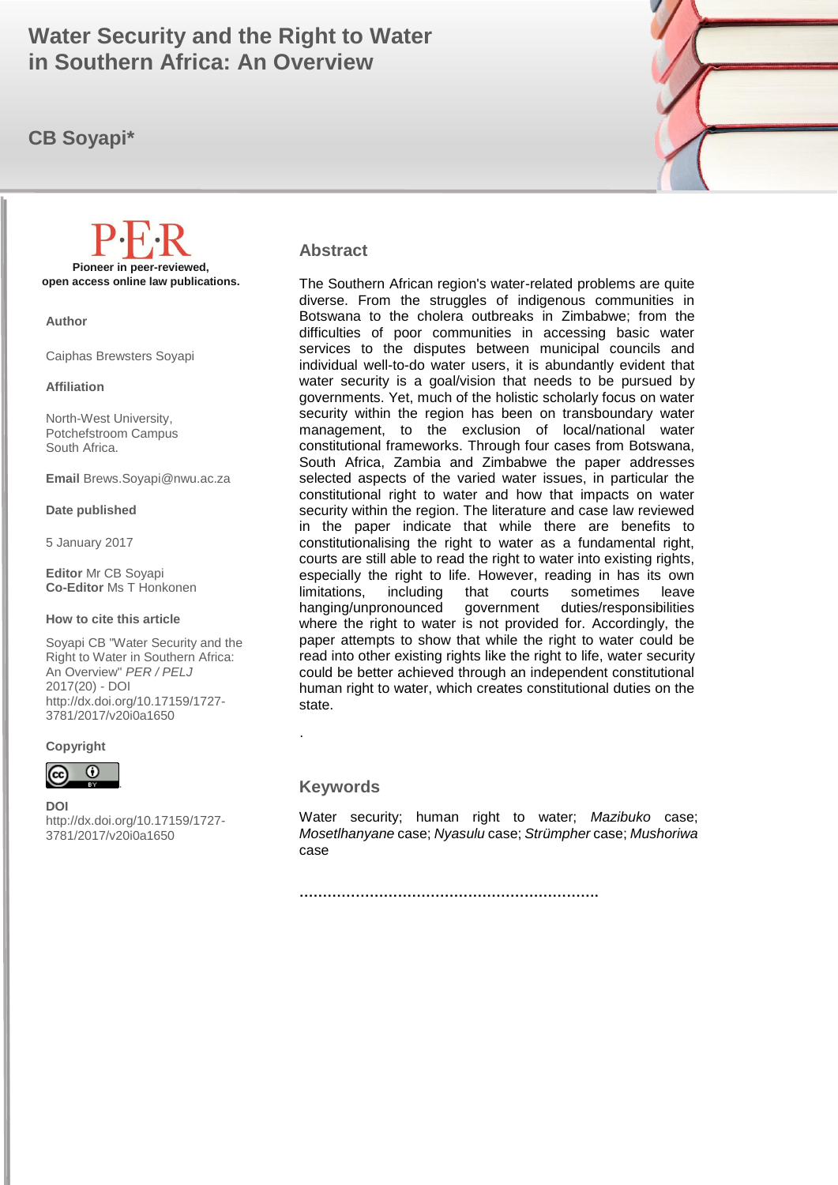# Water Security and the Right to Water in Southern Africa: An Overview

**CB Soyapi***

**Pioneer in peer-reviewed, open access online law publications.**

**Author**

Caiphas Brewsters Soyapi

**Affiliation**

North-West University, Potchefstroom Campus South Africa.

**Email** Brews.Soyapi@nwu.ac.za

**Date published**

5 January 2017

**Editor** Mr CB Soyapi
**Co-Editor** Ms T Honkonen

**How to cite this article**

Soyapi CB "Water Security and the Right to Water in Southern Africa: An Overview" *PER / PELJ* 2017(20) - DOI http://dx.doi.org/10.17159/1727-3781/2017/v20i0a1650

**Copyright**

**DOI**
http://dx.doi.org/10.17159/1727-3781/2017/v20i0a1650

## Abstract

The Southern African region's water-related problems are quite diverse. From the struggles of indigenous communities in Botswana to the cholera outbreaks in Zimbabwe; from the difficulties of poor communities in accessing basic water services to the disputes between municipal councils and individual well-to-do water users, it is abundantly evident that water security is a goal/vision that needs to be pursued by governments. Yet, much of the holistic scholarly focus on water security within the region has been on transboundary water management, to the exclusion of local/national water constitutional frameworks. Through four cases from Botswana, South Africa, Zambia and Zimbabwe the paper addresses selected aspects of the varied water issues, in particular the constitutional right to water and how that impacts on water security within the region. The literature and case law reviewed in the paper indicate that while there are benefits to constitutionalising the right to water as a fundamental right, courts are still able to read the right to water into existing rights, especially the right to life. However, reading in has its own limitations, including that courts sometimes leave hanging/unpronounced government duties/responsibilities where the right to water is not provided for. Accordingly, the paper attempts to show that while the right to water could be read into other existing rights like the right to life, water security could be better achieved through an independent constitutional human right to water, which creates constitutional duties on the state.

.

## Keywords

Water security; human right to water; *Mazibuko* case; *Mosetlhanyane* case; *Nyasulu* case; *Strümpher* case; *Mushoriwa* case

……………………………………………………….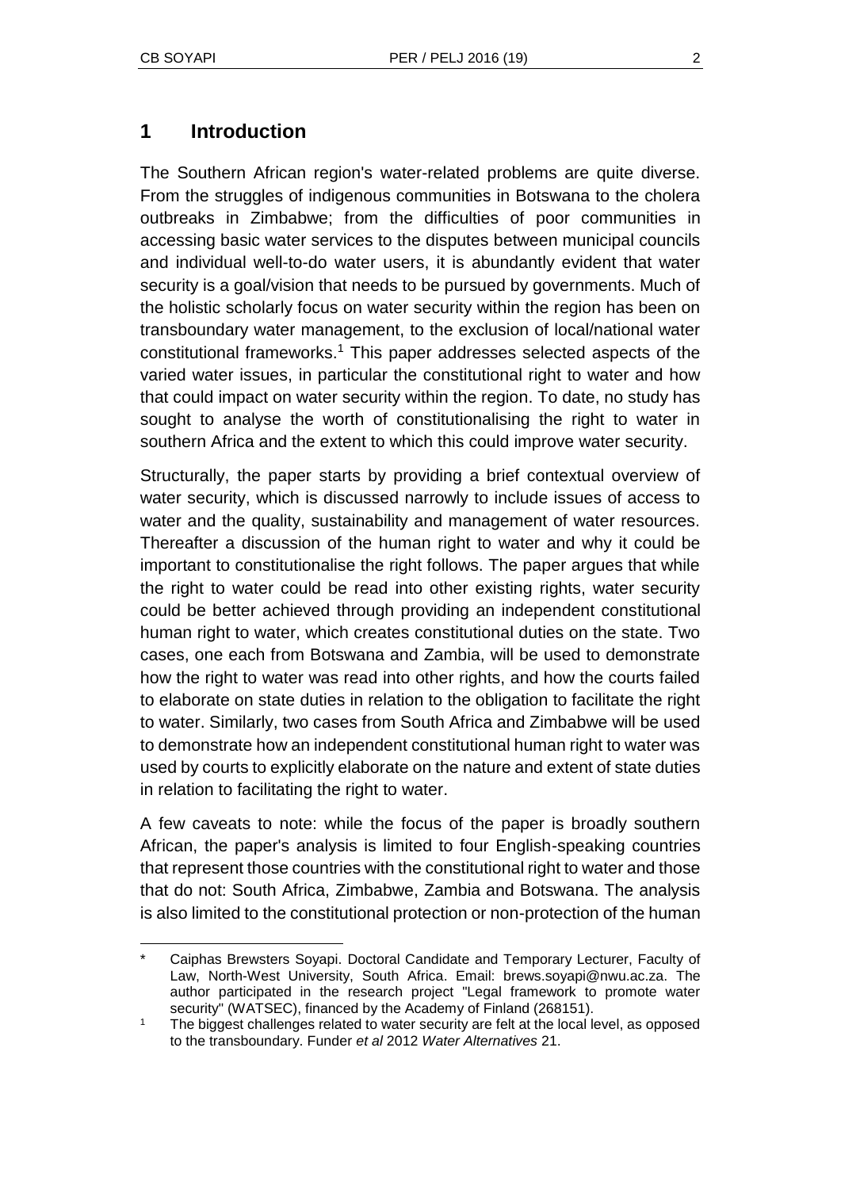## 1 Introduction

The Southern African region's water-related problems are quite diverse. From the struggles of indigenous communities in Botswana to the cholera outbreaks in Zimbabwe; from the difficulties of poor communities in accessing basic water services to the disputes between municipal councils and individual well-to-do water users, it is abundantly evident that water security is a goal/vision that needs to be pursued by governments. Much of the holistic scholarly focus on water security within the region has been on transboundary water management, to the exclusion of local/national water constitutional frameworks.[1] This paper addresses selected aspects of the varied water issues, in particular the constitutional right to water and how that could impact on water security within the region. To date, no study has sought to analyse the worth of constitutionalising the right to water in southern Africa and the extent to which this could improve water security.

Structurally, the paper starts by providing a brief contextual overview of water security, which is discussed narrowly to include issues of access to water and the quality, sustainability and management of water resources. Thereafter a discussion of the human right to water and why it could be important to constitutionalise the right follows. The paper argues that while the right to water could be read into other existing rights, water security could be better achieved through providing an independent constitutional human right to water, which creates constitutional duties on the state. Two cases, one each from Botswana and Zambia, will be used to demonstrate how the right to water was read into other rights, and how the courts failed to elaborate on state duties in relation to the obligation to facilitate the right to water. Similarly, two cases from South Africa and Zimbabwe will be used to demonstrate how an independent constitutional human right to water was used by courts to explicitly elaborate on the nature and extent of state duties in relation to facilitating the right to water.

A few caveats to note: while the focus of the paper is broadly southern African, the paper's analysis is limited to four English-speaking countries that represent those countries with the constitutional right to water and those that do not: South Africa, Zimbabwe, Zambia and Botswana. The analysis is also limited to the constitutional protection or non-protection of the human

---

\* Caiphas Brewsters Soyapi. Doctoral Candidate and Temporary Lecturer, Faculty of Law, North-West University, South Africa. Email: brews.soyapi@nwu.ac.za. The author participated in the research project "Legal framework to promote water security" (WATSEC), financed by the Academy of Finland (268151).

[1] The biggest challenges related to water security are felt at the local level, as opposed to the transboundary. Funder *et al* 2012 *Water Alternatives* 21.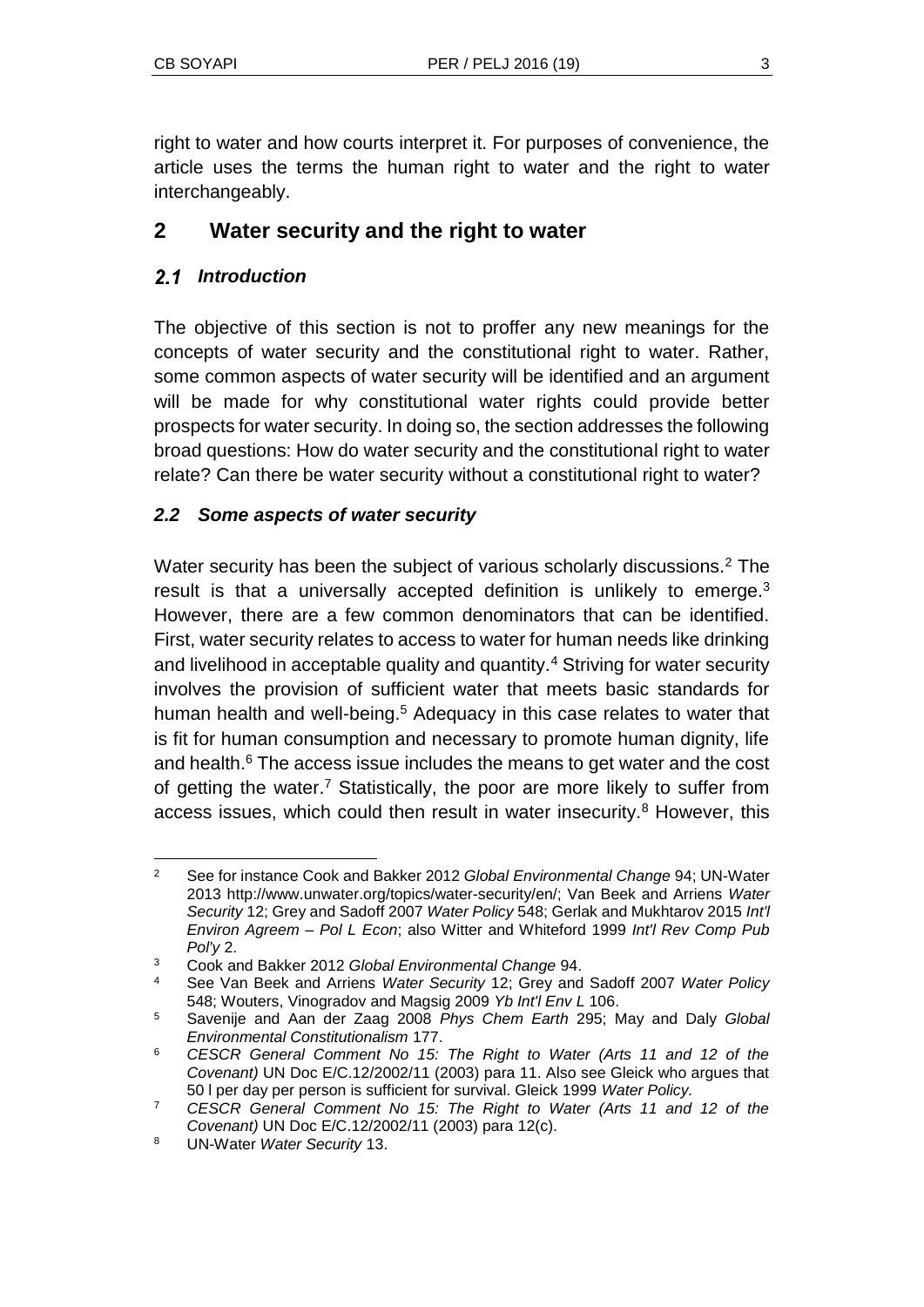right to water and how courts interpret it. For purposes of convenience, the article uses the terms the human right to water and the right to water interchangeably.

## 2 Water security and the right to water

### 2.1 *Introduction*

The objective of this section is not to proffer any new meanings for the concepts of water security and the constitutional right to water. Rather, some common aspects of water security will be identified and an argument will be made for why constitutional water rights could provide better prospects for water security. In doing so, the section addresses the following broad questions: How do water security and the constitutional right to water relate? Can there be water security without a constitutional right to water?

### 2.2 *Some aspects of water security*

Water security has been the subject of various scholarly discussions.[2] The result is that a universally accepted definition is unlikely to emerge.[3] However, there are a few common denominators that can be identified. First, water security relates to access to water for human needs like drinking and livelihood in acceptable quality and quantity.[4] Striving for water security involves the provision of sufficient water that meets basic standards for human health and well-being.[5] Adequacy in this case relates to water that is fit for human consumption and necessary to promote human dignity, life and health.[6] The access issue includes the means to get water and the cost of getting the water.[7] Statistically, the poor are more likely to suffer from access issues, which could then result in water insecurity.[8] However, this

---

[2] See for instance Cook and Bakker 2012 *Global Environmental Change* 94; UN-Water 2013 http://www.unwater.org/topics/water-security/en/; Van Beek and Arriens *Water Security* 12; Grey and Sadoff 2007 *Water Policy* 548; Gerlak and Mukhtarov 2015 *Int'l Environ Agreem – Pol L Econ*; also Witter and Whiteford 1999 *Int'l Rev Comp Pub Pol'y* 2.

[3] Cook and Bakker 2012 *Global Environmental Change* 94.

[4] See Van Beek and Arriens *Water Security* 12; Grey and Sadoff 2007 *Water Policy* 548; Wouters, Vinogradov and Magsig 2009 *Yb Int'l Env L* 106.

[5] Savenije and Aan der Zaag 2008 *Phys Chem Earth* 295; May and Daly *Global Environmental Constitutionalism* 177.

[6] *CESCR General Comment No 15: The Right to Water (Arts 11 and 12 of the Covenant)* UN Doc E/C.12/2002/11 (2003) para 11. Also see Gleick who argues that 50 l per day per person is sufficient for survival. Gleick 1999 *Water Policy.*

[7] *CESCR General Comment No 15: The Right to Water (Arts 11 and 12 of the Covenant)* UN Doc E/C.12/2002/11 (2003) para 12(c).

[8] UN-Water *Water Security* 13.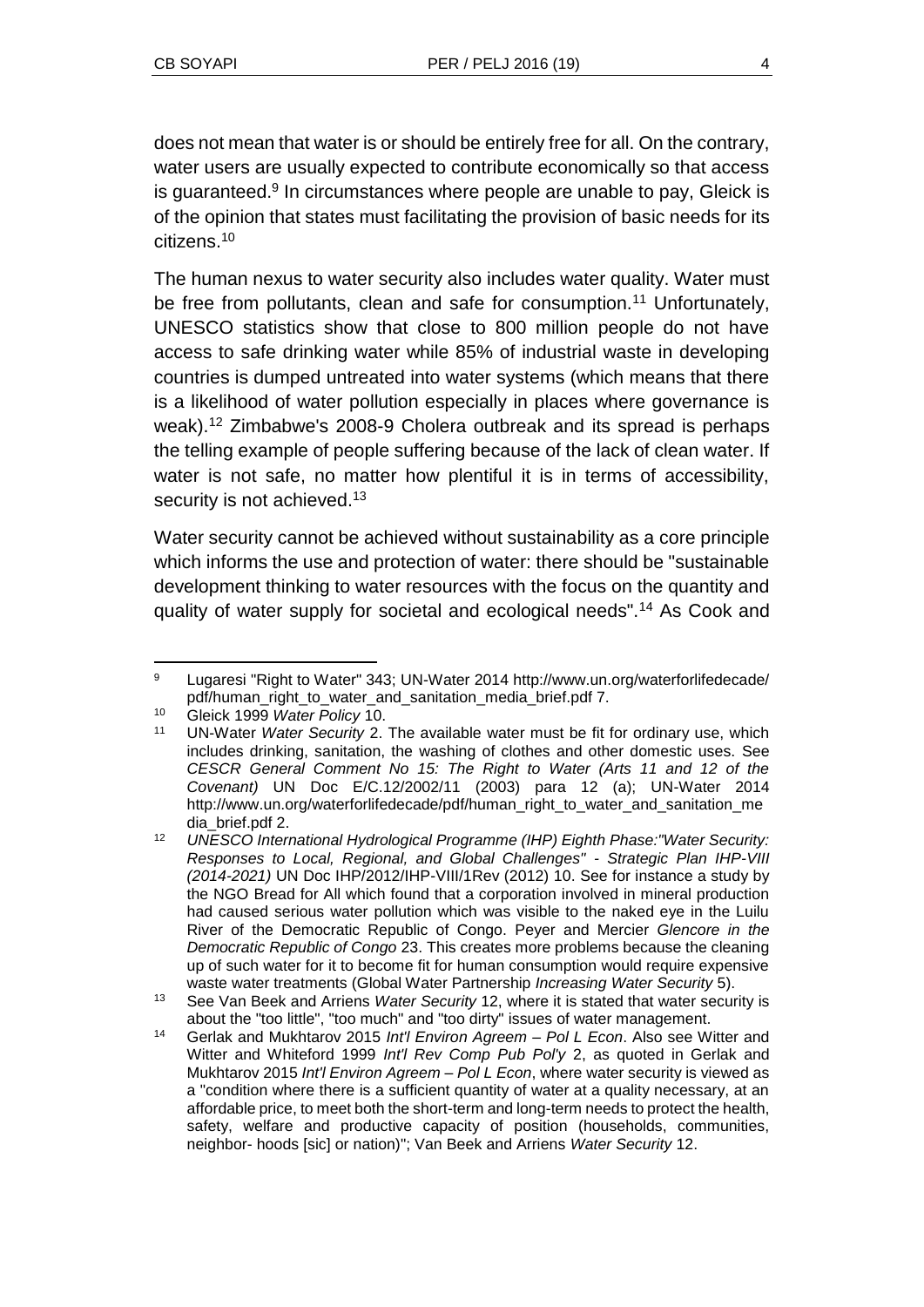does not mean that water is or should be entirely free for all. On the contrary, water users are usually expected to contribute economically so that access is guaranteed.[9] In circumstances where people are unable to pay, Gleick is of the opinion that states must facilitating the provision of basic needs for its citizens.[10]

The human nexus to water security also includes water quality. Water must be free from pollutants, clean and safe for consumption.[11] Unfortunately, UNESCO statistics show that close to 800 million people do not have access to safe drinking water while 85% of industrial waste in developing countries is dumped untreated into water systems (which means that there is a likelihood of water pollution especially in places where governance is weak).[12] Zimbabwe's 2008-9 Cholera outbreak and its spread is perhaps the telling example of people suffering because of the lack of clean water. If water is not safe, no matter how plentiful it is in terms of accessibility, security is not achieved.[13]

Water security cannot be achieved without sustainability as a core principle which informs the use and protection of water: there should be "sustainable development thinking to water resources with the focus on the quantity and quality of water supply for societal and ecological needs".[14] As Cook and

---

[9] Lugaresi "Right to Water" 343; UN-Water 2014 http://www.un.org/waterforlifedecade/pdf/human_right_to_water_and_sanitation_media_brief.pdf 7.

[10] Gleick 1999 *Water Policy* 10.

[11] UN-Water *Water Security* 2. The available water must be fit for ordinary use, which includes drinking, sanitation, the washing of clothes and other domestic uses. See *CESCR General Comment No 15: The Right to Water (Arts 11 and 12 of the Covenant)* UN Doc E/C.12/2002/11 (2003) para 12 (a); UN-Water 2014 http://www.un.org/waterforlifedecade/pdf/human_right_to_water_and_sanitation_media_brief.pdf 2.

[12] *UNESCO International Hydrological Programme (IHP) Eighth Phase:"Water Security: Responses to Local, Regional, and Global Challenges" - Strategic Plan IHP-VIII (2014-2021)* UN Doc IHP/2012/IHP-VIII/1Rev (2012) 10. See for instance a study by the NGO Bread for All which found that a corporation involved in mineral production had caused serious water pollution which was visible to the naked eye in the Luilu River of the Democratic Republic of Congo. Peyer and Mercier *Glencore in the Democratic Republic of Congo* 23. This creates more problems because the cleaning up of such water for it to become fit for human consumption would require expensive waste water treatments (Global Water Partnership *Increasing Water Security* 5).

[13] See Van Beek and Arriens *Water Security* 12, where it is stated that water security is about the "too little", "too much" and "too dirty" issues of water management.

[14] Gerlak and Mukhtarov 2015 *Int'l Environ Agreem – Pol L Econ*. Also see Witter and Witter and Whiteford 1999 *Int'l Rev Comp Pub Pol'y* 2, as quoted in Gerlak and Mukhtarov 2015 *Int'l Environ Agreem – Pol L Econ*, where water security is viewed as a "condition where there is a sufficient quantity of water at a quality necessary, at an affordable price, to meet both the short-term and long-term needs to protect the health, safety, welfare and productive capacity of position (households, communities, neighbor- hoods [sic] or nation)"; Van Beek and Arriens *Water Security* 12.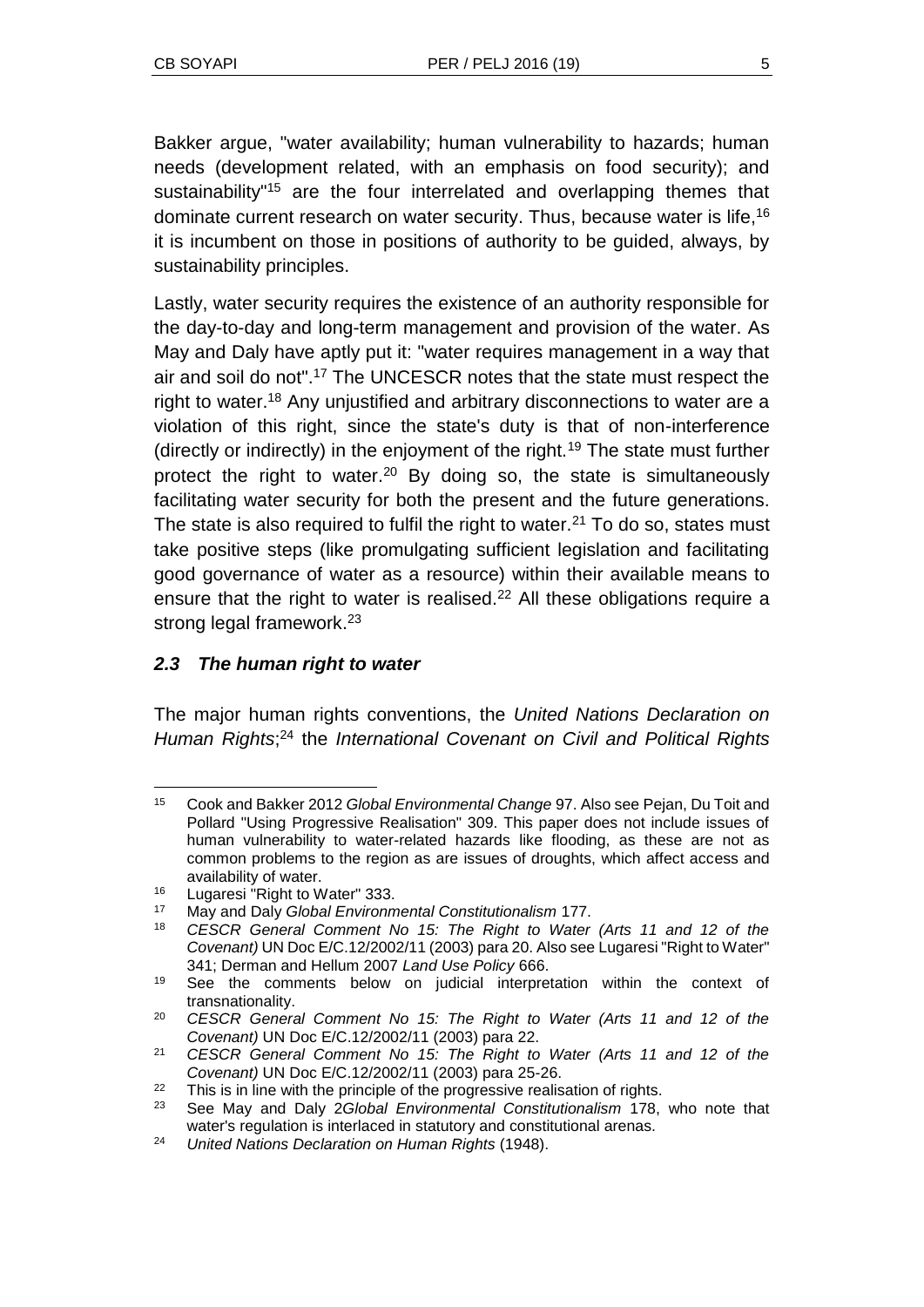Bakker argue, "water availability; human vulnerability to hazards; human needs (development related, with an emphasis on food security); and sustainability"[15] are the four interrelated and overlapping themes that dominate current research on water security. Thus, because water is life,[16] it is incumbent on those in positions of authority to be guided, always, by sustainability principles.

Lastly, water security requires the existence of an authority responsible for the day-to-day and long-term management and provision of the water. As May and Daly have aptly put it: "water requires management in a way that air and soil do not".[17] The UNCESCR notes that the state must respect the right to water.[18] Any unjustified and arbitrary disconnections to water are a violation of this right, since the state's duty is that of non-interference (directly or indirectly) in the enjoyment of the right.[19] The state must further protect the right to water.[20] By doing so, the state is simultaneously facilitating water security for both the present and the future generations. The state is also required to fulfil the right to water.[21] To do so, states must take positive steps (like promulgating sufficient legislation and facilitating good governance of water as a resource) within their available means to ensure that the right to water is realised.[22] All these obligations require a strong legal framework.[23]

### *2.3 The human right to water*

The major human rights conventions, the *United Nations Declaration on Human Rights*;[24] the *International Covenant on Civil and Political Rights*

---

[15] Cook and Bakker 2012 *Global Environmental Change* 97. Also see Pejan, Du Toit and Pollard "Using Progressive Realisation" 309. This paper does not include issues of human vulnerability to water-related hazards like flooding, as these are not as common problems to the region as are issues of droughts, which affect access and availability of water.

[16] Lugaresi "Right to Water" 333.

[17] May and Daly *Global Environmental Constitutionalism* 177.

[18] *CESCR General Comment No 15: The Right to Water (Arts 11 and 12 of the Covenant)* UN Doc E/C.12/2002/11 (2003) para 20. Also see Lugaresi "Right to Water" 341; Derman and Hellum 2007 *Land Use Policy* 666.

[19] See the comments below on judicial interpretation within the context of transnationality.

[20] *CESCR General Comment No 15: The Right to Water (Arts 11 and 12 of the Covenant)* UN Doc E/C.12/2002/11 (2003) para 22.

[21] *CESCR General Comment No 15: The Right to Water (Arts 11 and 12 of the Covenant)* UN Doc E/C.12/2002/11 (2003) para 25-26.

[22] This is in line with the principle of the progressive realisation of rights.

[23] See May and Daly 2*Global Environmental Constitutionalism* 178, who note that water's regulation is interlaced in statutory and constitutional arenas.

[24] *United Nations Declaration on Human Rights* (1948).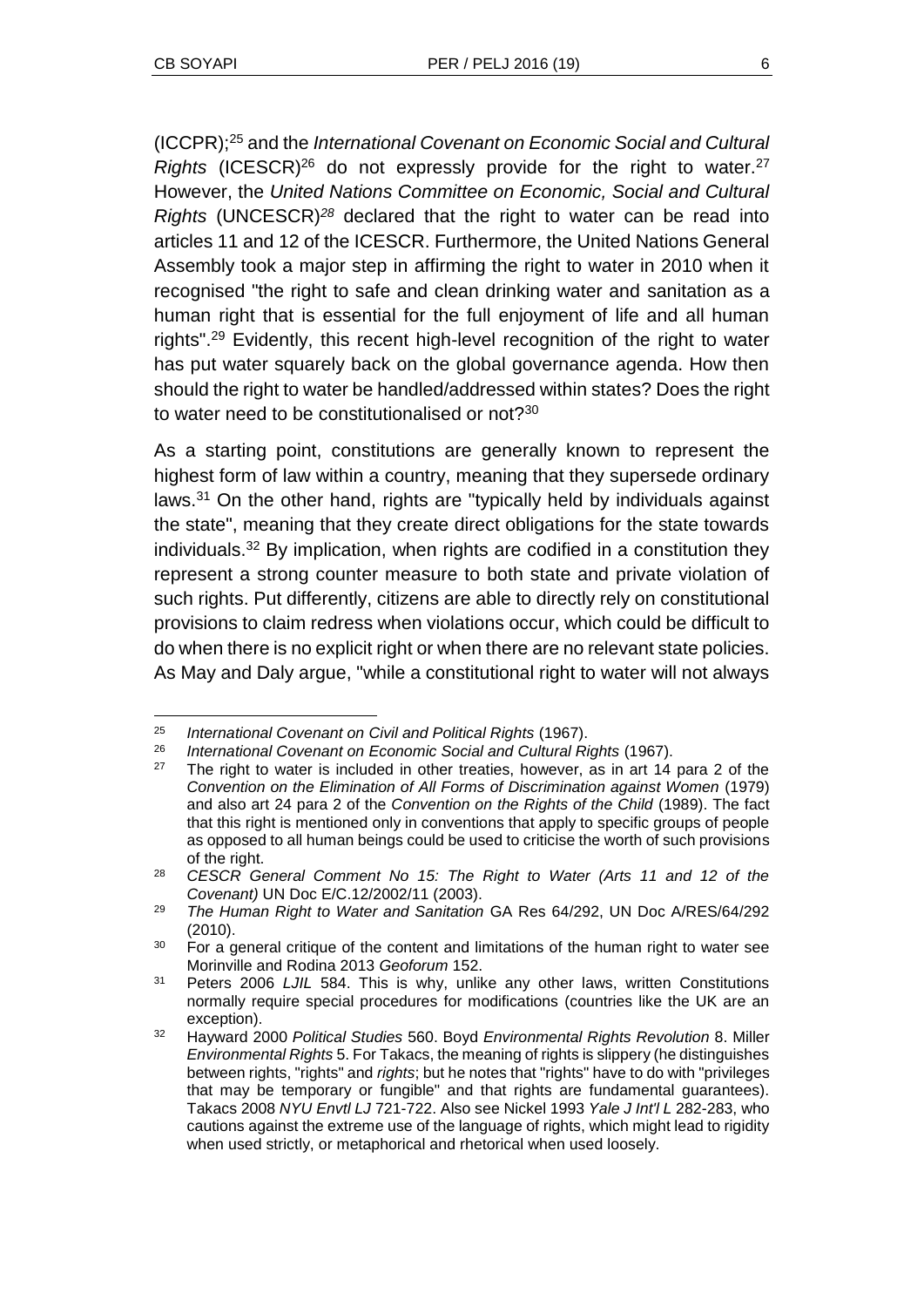(ICCPR);[25] and the *International Covenant on Economic Social and Cultural Rights* (ICESCR)[26] do not expressly provide for the right to water.[27] However, the *United Nations Committee on Economic, Social and Cultural Rights* (UNCESCR)[28] declared that the right to water can be read into articles 11 and 12 of the ICESCR. Furthermore, the United Nations General Assembly took a major step in affirming the right to water in 2010 when it recognised "the right to safe and clean drinking water and sanitation as a human right that is essential for the full enjoyment of life and all human rights".[29] Evidently, this recent high-level recognition of the right to water has put water squarely back on the global governance agenda. How then should the right to water be handled/addressed within states? Does the right to water need to be constitutionalised or not?[30]

As a starting point, constitutions are generally known to represent the highest form of law within a country, meaning that they supersede ordinary laws.[31] On the other hand, rights are "typically held by individuals against the state", meaning that they create direct obligations for the state towards individuals.[32] By implication, when rights are codified in a constitution they represent a strong counter measure to both state and private violation of such rights. Put differently, citizens are able to directly rely on constitutional provisions to claim redress when violations occur, which could be difficult to do when there is no explicit right or when there are no relevant state policies. As May and Daly argue, "while a constitutional right to water will not always

---

[25] *International Covenant on Civil and Political Rights* (1967).

[26] *International Covenant on Economic Social and Cultural Rights* (1967).

[27] The right to water is included in other treaties, however, as in art 14 para 2 of the *Convention on the Elimination of All Forms of Discrimination against Women* (1979) and also art 24 para 2 of the *Convention on the Rights of the Child* (1989). The fact that this right is mentioned only in conventions that apply to specific groups of people as opposed to all human beings could be used to criticise the worth of such provisions of the right.

[28] *CESCR General Comment No 15: The Right to Water (Arts 11 and 12 of the Covenant)* UN Doc E/C.12/2002/11 (2003).

[29] *The Human Right to Water and Sanitation* GA Res 64/292, UN Doc A/RES/64/292 (2010).

[30] For a general critique of the content and limitations of the human right to water see Morinville and Rodina 2013 *Geoforum* 152.

[31] Peters 2006 *LJIL* 584. This is why, unlike any other laws, written Constitutions normally require special procedures for modifications (countries like the UK are an exception).

[32] Hayward 2000 *Political Studies* 560. Boyd *Environmental Rights Revolution* 8. Miller *Environmental Rights* 5. For Takacs, the meaning of rights is slippery (he distinguishes between rights, "rights" and *rights*; but he notes that "rights" have to do with "privileges that may be temporary or fungible" and that rights are fundamental guarantees). Takacs 2008 *NYU Envtl LJ* 721-722. Also see Nickel 1993 *Yale J Int'l L* 282-283, who cautions against the extreme use of the language of rights, which might lead to rigidity when used strictly, or metaphorical and rhetorical when used loosely.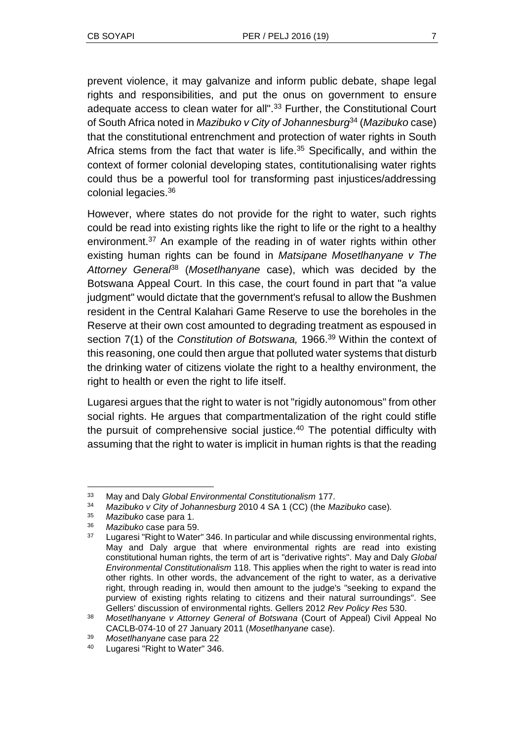prevent violence, it may galvanize and inform public debate, shape legal rights and responsibilities, and put the onus on government to ensure adequate access to clean water for all".[33] Further, the Constitutional Court of South Africa noted in *Mazibuko v City of Johannesburg*[34] (*Mazibuko* case) that the constitutional entrenchment and protection of water rights in South Africa stems from the fact that water is life.[35] Specifically, and within the context of former colonial developing states, contitutionalising water rights could thus be a powerful tool for transforming past injustices/addressing colonial legacies.[36]

However, where states do not provide for the right to water, such rights could be read into existing rights like the right to life or the right to a healthy environment.[37] An example of the reading in of water rights within other existing human rights can be found in *Matsipane Mosetlhanyane v The Attorney General*[38] (*Mosetlhanyane* case), which was decided by the Botswana Appeal Court. In this case, the court found in part that "a value judgment" would dictate that the government's refusal to allow the Bushmen resident in the Central Kalahari Game Reserve to use the boreholes in the Reserve at their own cost amounted to degrading treatment as espoused in section 7(1) of the *Constitution of Botswana,* 1966.[39] Within the context of this reasoning, one could then argue that polluted water systems that disturb the drinking water of citizens violate the right to a healthy environment, the right to health or even the right to life itself.

Lugaresi argues that the right to water is not "rigidly autonomous" from other social rights. He argues that compartmentalization of the right could stifle the pursuit of comprehensive social justice.[40] The potential difficulty with assuming that the right to water is implicit in human rights is that the reading

---

[33] May and Daly *Global Environmental Constitutionalism* 177.

[34] *Mazibuko v City of Johannesburg* 2010 4 SA 1 (CC) (the *Mazibuko* case).

[35] *Mazibuko* case para 1.

[36] *Mazibuko* case para 59.

[37] Lugaresi "Right to Water" 346. In particular and while discussing environmental rights, May and Daly argue that where environmental rights are read into existing constitutional human rights, the term of art is "derivative rights". May and Daly *Global Environmental Constitutionalism* 118. This applies when the right to water is read into other rights. In other words, the advancement of the right to water, as a derivative right, through reading in, would then amount to the judge's "seeking to expand the purview of existing rights relating to citizens and their natural surroundings". See Gellers' discussion of environmental rights. Gellers 2012 *Rev Policy Res* 530.

[38] *Mosetlhanyane v Attorney General of Botswana* (Court of Appeal) Civil Appeal No CACLB-074-10 of 27 January 2011 (*Mosetlhanyane* case).

[39] *Mosetlhanyane* case para 22

[40] Lugaresi "Right to Water" 346.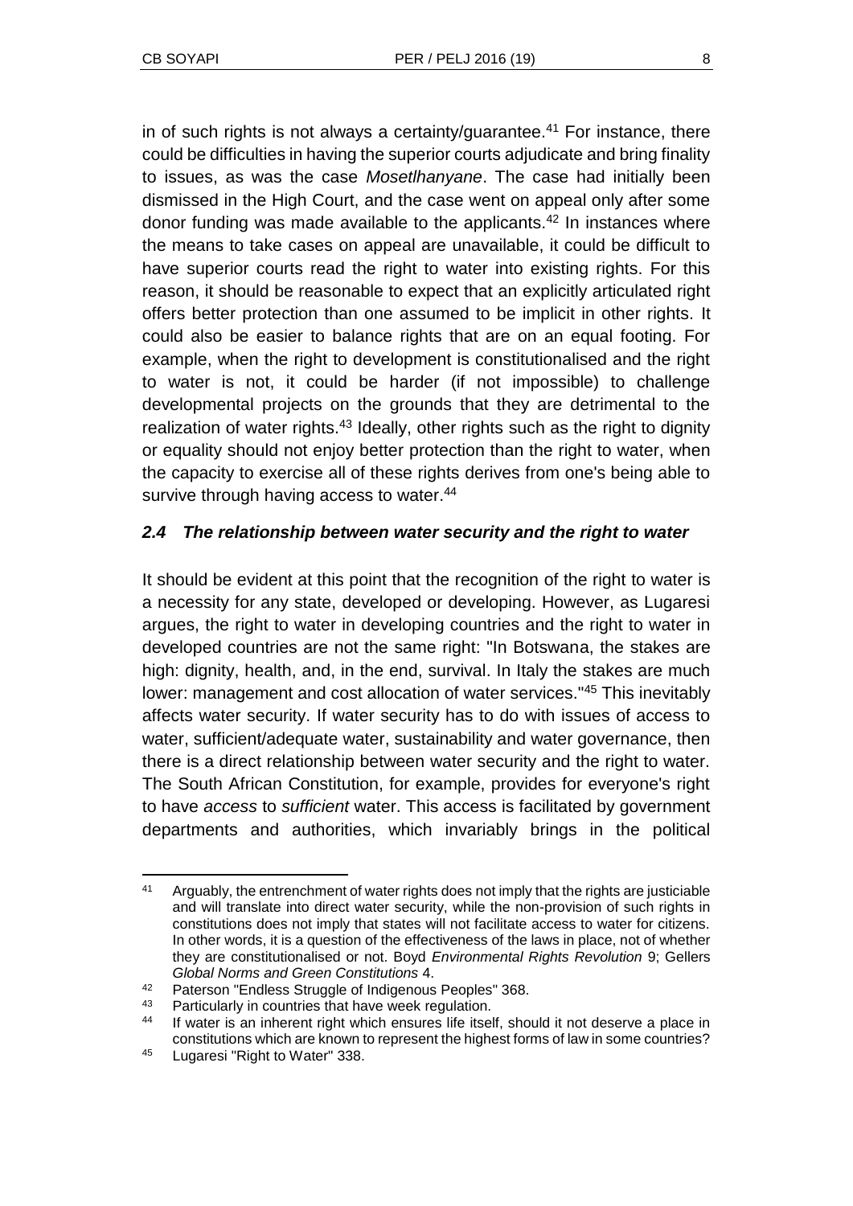in of such rights is not always a certainty/guarantee.[41] For instance, there could be difficulties in having the superior courts adjudicate and bring finality to issues, as was the case *Mosetlhanyane*. The case had initially been dismissed in the High Court, and the case went on appeal only after some donor funding was made available to the applicants.[42] In instances where the means to take cases on appeal are unavailable, it could be difficult to have superior courts read the right to water into existing rights. For this reason, it should be reasonable to expect that an explicitly articulated right offers better protection than one assumed to be implicit in other rights. It could also be easier to balance rights that are on an equal footing. For example, when the right to development is constitutionalised and the right to water is not, it could be harder (if not impossible) to challenge developmental projects on the grounds that they are detrimental to the realization of water rights.[43] Ideally, other rights such as the right to dignity or equality should not enjoy better protection than the right to water, when the capacity to exercise all of these rights derives from one's being able to survive through having access to water.[44]

### *2.4 The relationship between water security and the right to water*

It should be evident at this point that the recognition of the right to water is a necessity for any state, developed or developing. However, as Lugaresi argues, the right to water in developing countries and the right to water in developed countries are not the same right: "In Botswana, the stakes are high: dignity, health, and, in the end, survival. In Italy the stakes are much lower: management and cost allocation of water services."[45] This inevitably affects water security. If water security has to do with issues of access to water, sufficient/adequate water, sustainability and water governance, then there is a direct relationship between water security and the right to water. The South African Constitution, for example, provides for everyone's right to have *access* to *sufficient* water. This access is facilitated by government departments and authorities, which invariably brings in the political

---

[41] Arguably, the entrenchment of water rights does not imply that the rights are justiciable and will translate into direct water security, while the non-provision of such rights in constitutions does not imply that states will not facilitate access to water for citizens. In other words, it is a question of the effectiveness of the laws in place, not of whether they are constitutionalised or not. Boyd *Environmental Rights Revolution* 9; Gellers *Global Norms and Green Constitutions* 4.

[42] Paterson "Endless Struggle of Indigenous Peoples" 368.

[43] Particularly in countries that have week regulation.

[44] If water is an inherent right which ensures life itself, should it not deserve a place in constitutions which are known to represent the highest forms of law in some countries?

[45] Lugaresi "Right to Water" 338.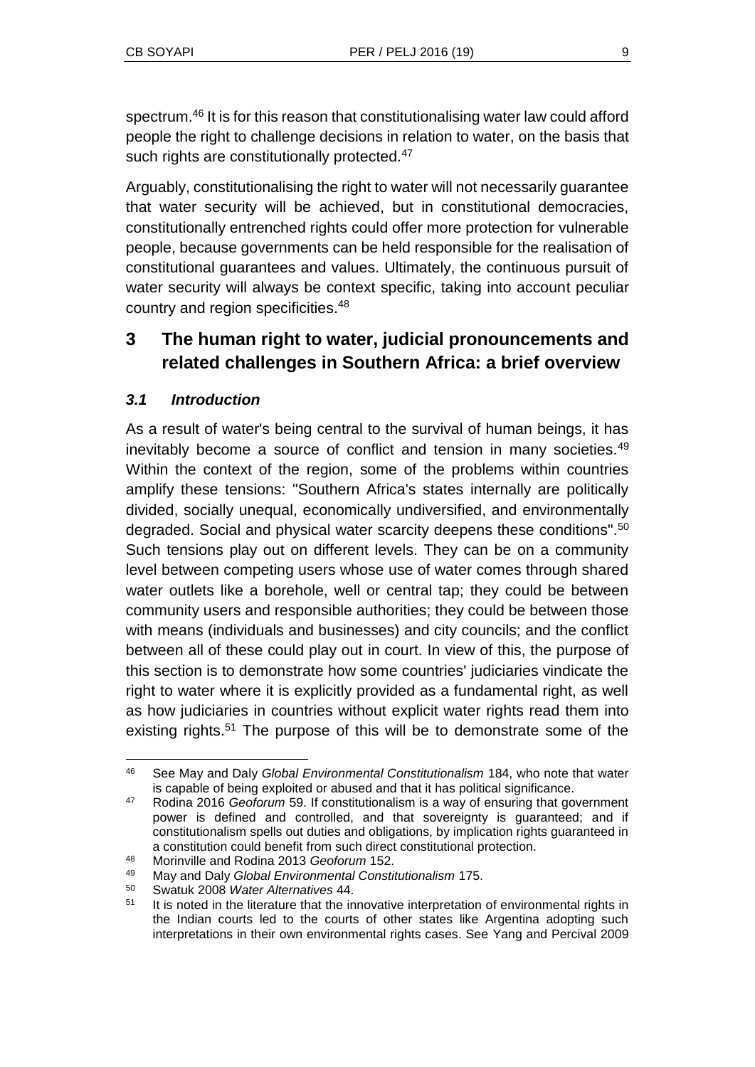spectrum.[46] It is for this reason that constitutionalising water law could afford people the right to challenge decisions in relation to water, on the basis that such rights are constitutionally protected.[47]

Arguably, constitutionalising the right to water will not necessarily guarantee that water security will be achieved, but in constitutional democracies, constitutionally entrenched rights could offer more protection for vulnerable people, because governments can be held responsible for the realisation of constitutional guarantees and values. Ultimately, the continuous pursuit of water security will always be context specific, taking into account peculiar country and region specificities.[48]

## 3 The human right to water, judicial pronouncements and related challenges in Southern Africa: a brief overview

### *3.1 Introduction*

As a result of water's being central to the survival of human beings, it has inevitably become a source of conflict and tension in many societies.[49] Within the context of the region, some of the problems within countries amplify these tensions: "Southern Africa's states internally are politically divided, socially unequal, economically undiversified, and environmentally degraded. Social and physical water scarcity deepens these conditions".[50] Such tensions play out on different levels. They can be on a community level between competing users whose use of water comes through shared water outlets like a borehole, well or central tap; they could be between community users and responsible authorities; they could be between those with means (individuals and businesses) and city councils; and the conflict between all of these could play out in court. In view of this, the purpose of this section is to demonstrate how some countries' judiciaries vindicate the right to water where it is explicitly provided as a fundamental right, as well as how judiciaries in countries without explicit water rights read them into existing rights.[51] The purpose of this will be to demonstrate some of the

---

46 See May and Daly *Global Environmental Constitutionalism* 184, who note that water is capable of being exploited or abused and that it has political significance.

47 Rodina 2016 *Geoforum* 59. If constitutionalism is a way of ensuring that government power is defined and controlled, and that sovereignty is guaranteed; and if constitutionalism spells out duties and obligations, by implication rights guaranteed in a constitution could benefit from such direct constitutional protection.

48 Morinville and Rodina 2013 *Geoforum* 152.

49 May and Daly *Global Environmental Constitutionalism* 175.

50 Swatuk 2008 *Water Alternatives* 44.

51 It is noted in the literature that the innovative interpretation of environmental rights in the Indian courts led to the courts of other states like Argentina adopting such interpretations in their own environmental rights cases. See Yang and Percival 2009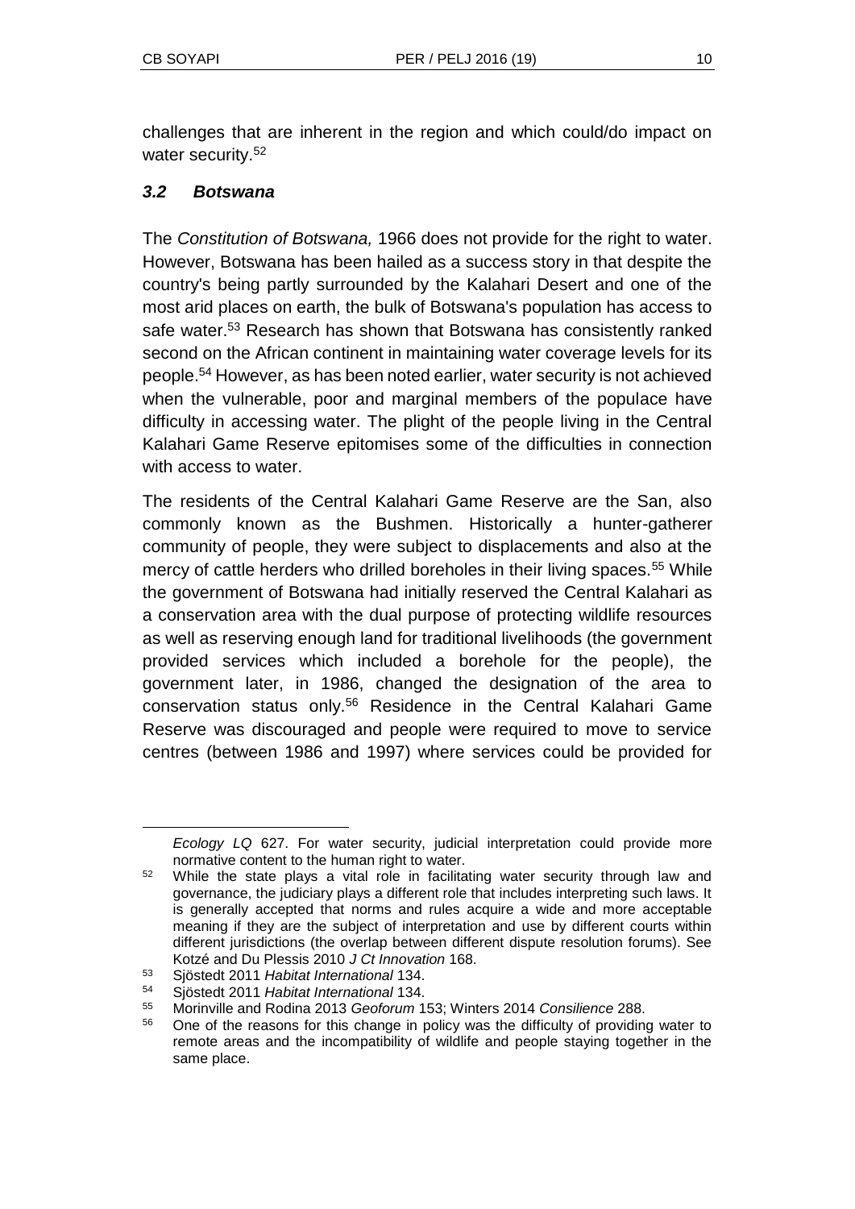challenges that are inherent in the region and which could/do impact on water security.[52]

### *3.2 Botswana*

The *Constitution of Botswana,* 1966 does not provide for the right to water. However, Botswana has been hailed as a success story in that despite the country's being partly surrounded by the Kalahari Desert and one of the most arid places on earth, the bulk of Botswana's population has access to safe water.[53] Research has shown that Botswana has consistently ranked second on the African continent in maintaining water coverage levels for its people.[54] However, as has been noted earlier, water security is not achieved when the vulnerable, poor and marginal members of the populace have difficulty in accessing water. The plight of the people living in the Central Kalahari Game Reserve epitomises some of the difficulties in connection with access to water.

The residents of the Central Kalahari Game Reserve are the San, also commonly known as the Bushmen. Historically a hunter-gatherer community of people, they were subject to displacements and also at the mercy of cattle herders who drilled boreholes in their living spaces.[55] While the government of Botswana had initially reserved the Central Kalahari as a conservation area with the dual purpose of protecting wildlife resources as well as reserving enough land for traditional livelihoods (the government provided services which included a borehole for the people), the government later, in 1986, changed the designation of the area to conservation status only.[56] Residence in the Central Kalahari Game Reserve was discouraged and people were required to move to service centres (between 1986 and 1997) where services could be provided for

---

*Ecology LQ* 627. For water security, judicial interpretation could provide more normative content to the human right to water.

[52] While the state plays a vital role in facilitating water security through law and governance, the judiciary plays a different role that includes interpreting such laws. It is generally accepted that norms and rules acquire a wide and more acceptable meaning if they are the subject of interpretation and use by different courts within different jurisdictions (the overlap between different dispute resolution forums). See Kotzé and Du Plessis 2010 *J Ct Innovation* 168.

[53] Sjöstedt 2011 *Habitat International* 134.

[54] Sjöstedt 2011 *Habitat International* 134.

[55] Morinville and Rodina 2013 *Geoforum* 153; Winters 2014 *Consilience* 288.

[56] One of the reasons for this change in policy was the difficulty of providing water to remote areas and the incompatibility of wildlife and people staying together in the same place.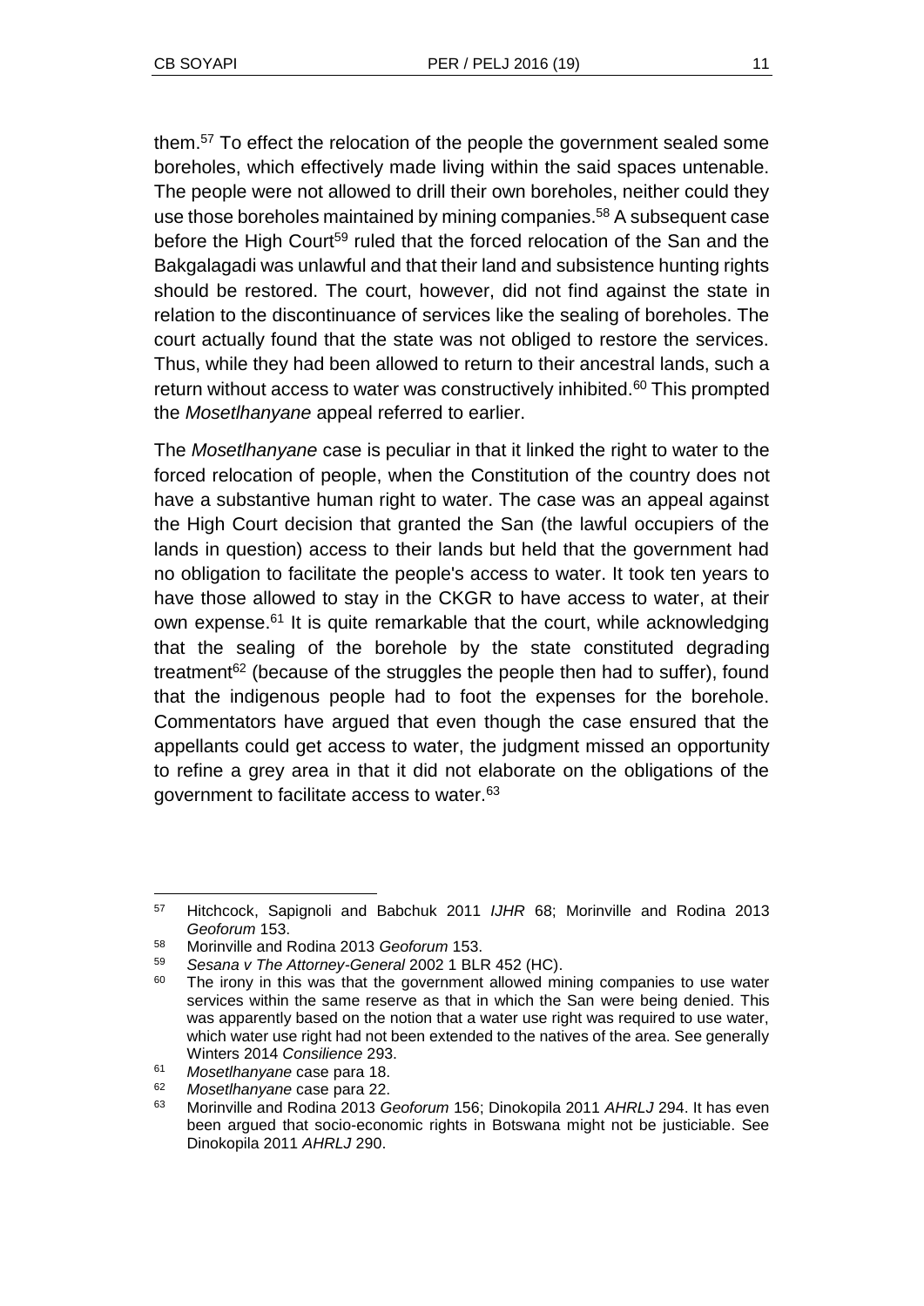them.[57] To effect the relocation of the people the government sealed some boreholes, which effectively made living within the said spaces untenable. The people were not allowed to drill their own boreholes, neither could they use those boreholes maintained by mining companies.[58] A subsequent case before the High Court[59] ruled that the forced relocation of the San and the Bakgalagadi was unlawful and that their land and subsistence hunting rights should be restored. The court, however, did not find against the state in relation to the discontinuance of services like the sealing of boreholes. The court actually found that the state was not obliged to restore the services. Thus, while they had been allowed to return to their ancestral lands, such a return without access to water was constructively inhibited.[60] This prompted the *Mosetlhanyane* appeal referred to earlier.

The *Mosetlhanyane* case is peculiar in that it linked the right to water to the forced relocation of people, when the Constitution of the country does not have a substantive human right to water. The case was an appeal against the High Court decision that granted the San (the lawful occupiers of the lands in question) access to their lands but held that the government had no obligation to facilitate the people's access to water. It took ten years to have those allowed to stay in the CKGR to have access to water, at their own expense.[61] It is quite remarkable that the court, while acknowledging that the sealing of the borehole by the state constituted degrading treatment[62] (because of the struggles the people then had to suffer), found that the indigenous people had to foot the expenses for the borehole. Commentators have argued that even though the case ensured that the appellants could get access to water, the judgment missed an opportunity to refine a grey area in that it did not elaborate on the obligations of the government to facilitate access to water.[63]

---

[57] Hitchcock, Sapignoli and Babchuk 2011 *IJHR* 68; Morinville and Rodina 2013 *Geoforum* 153.

[58] Morinville and Rodina 2013 *Geoforum* 153.

[59] *Sesana v The Attorney-General* 2002 1 BLR 452 (HC).

[60] The irony in this was that the government allowed mining companies to use water services within the same reserve as that in which the San were being denied. This was apparently based on the notion that a water use right was required to use water, which water use right had not been extended to the natives of the area. See generally Winters 2014 *Consilience* 293.

[61] *Mosetlhanyane* case para 18.

[62] *Mosetlhanyane* case para 22.

[63] Morinville and Rodina 2013 *Geoforum* 156; Dinokopila 2011 *AHRLJ* 294. It has even been argued that socio-economic rights in Botswana might not be justiciable. See Dinokopila 2011 *AHRLJ* 290.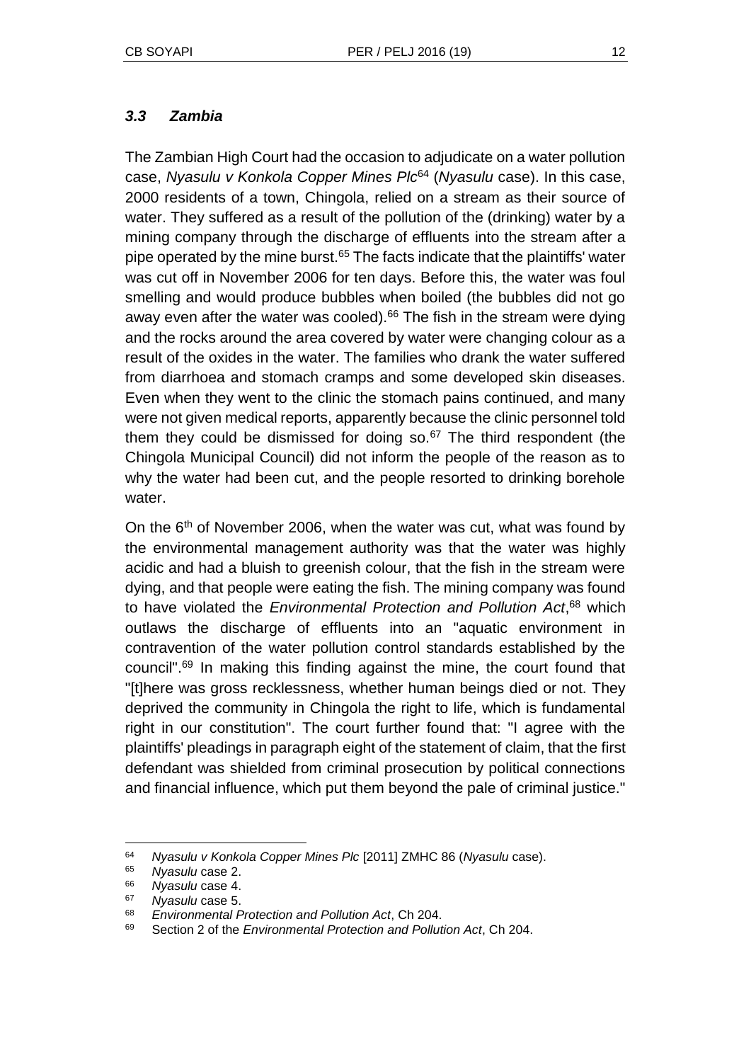### *3.3 Zambia*

The Zambian High Court had the occasion to adjudicate on a water pollution case, *Nyasulu v Konkola Copper Mines Plc*[64] (*Nyasulu* case). In this case, 2000 residents of a town, Chingola, relied on a stream as their source of water. They suffered as a result of the pollution of the (drinking) water by a mining company through the discharge of effluents into the stream after a pipe operated by the mine burst.[65] The facts indicate that the plaintiffs' water was cut off in November 2006 for ten days. Before this, the water was foul smelling and would produce bubbles when boiled (the bubbles did not go away even after the water was cooled).[66] The fish in the stream were dying and the rocks around the area covered by water were changing colour as a result of the oxides in the water. The families who drank the water suffered from diarrhoea and stomach cramps and some developed skin diseases. Even when they went to the clinic the stomach pains continued, and many were not given medical reports, apparently because the clinic personnel told them they could be dismissed for doing so.[67] The third respondent (the Chingola Municipal Council) did not inform the people of the reason as to why the water had been cut, and the people resorted to drinking borehole water.

On the 6th of November 2006, when the water was cut, what was found by the environmental management authority was that the water was highly acidic and had a bluish to greenish colour, that the fish in the stream were dying, and that people were eating the fish. The mining company was found to have violated the *Environmental Protection and Pollution Act*,[68] which outlaws the discharge of effluents into an "aquatic environment in contravention of the water pollution control standards established by the council".[69] In making this finding against the mine, the court found that "[t]here was gross recklessness, whether human beings died or not. They deprived the community in Chingola the right to life, which is fundamental right in our constitution". The court further found that: "I agree with the plaintiffs' pleadings in paragraph eight of the statement of claim, that the first defendant was shielded from criminal prosecution by political connections and financial influence, which put them beyond the pale of criminal justice."

---

64 *Nyasulu v Konkola Copper Mines Plc* [2011] ZMHC 86 (*Nyasulu* case).

65 *Nyasulu* case 2.

66 *Nyasulu* case 4.

67 *Nyasulu* case 5.

68 *Environmental Protection and Pollution Act*, Ch 204.

69 Section 2 of the *Environmental Protection and Pollution Act*, Ch 204.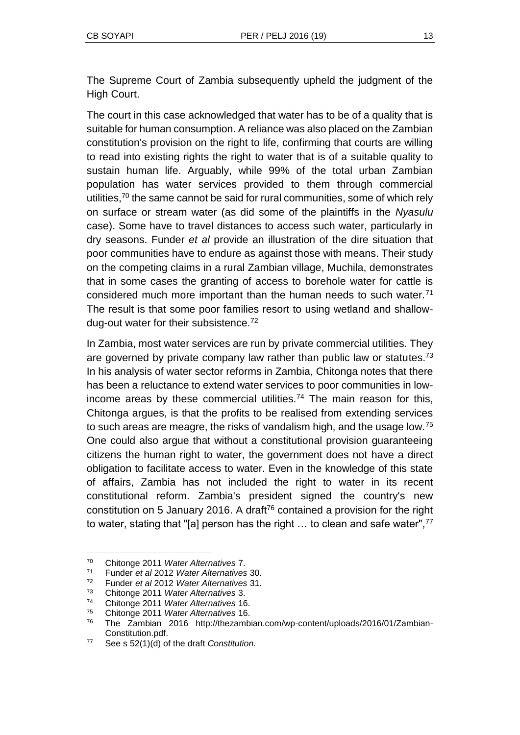The Supreme Court of Zambia subsequently upheld the judgment of the High Court.

The court in this case acknowledged that water has to be of a quality that is suitable for human consumption. A reliance was also placed on the Zambian constitution's provision on the right to life, confirming that courts are willing to read into existing rights the right to water that is of a suitable quality to sustain human life. Arguably, while 99% of the total urban Zambian population has water services provided to them through commercial utilities,[70] the same cannot be said for rural communities, some of which rely on surface or stream water (as did some of the plaintiffs in the *Nyasulu* case). Some have to travel distances to access such water, particularly in dry seasons. Funder *et al* provide an illustration of the dire situation that poor communities have to endure as against those with means. Their study on the competing claims in a rural Zambian village, Muchila, demonstrates that in some cases the granting of access to borehole water for cattle is considered much more important than the human needs to such water.[71] The result is that some poor families resort to using wetland and shallow-dug-out water for their subsistence.[72]

In Zambia, most water services are run by private commercial utilities. They are governed by private company law rather than public law or statutes.[73] In his analysis of water sector reforms in Zambia, Chitonga notes that there has been a reluctance to extend water services to poor communities in low-income areas by these commercial utilities.[74] The main reason for this, Chitonga argues, is that the profits to be realised from extending services to such areas are meagre, the risks of vandalism high, and the usage low.[75] One could also argue that without a constitutional provision guaranteeing citizens the human right to water, the government does not have a direct obligation to facilitate access to water. Even in the knowledge of this state of affairs, Zambia has not included the right to water in its recent constitutional reform. Zambia's president signed the country's new constitution on 5 January 2016. A draft[76] contained a provision for the right to water, stating that "[a] person has the right … to clean and safe water",[77]

---

[70] Chitonge 2011 *Water Alternatives* 7.

[71] Funder *et al* 2012 *Water Alternatives* 30.

[72] Funder *et al* 2012 *Water Alternatives* 31.

[73] Chitonge 2011 *Water Alternatives* 3.

[74] Chitonge 2011 *Water Alternatives* 16.

[75] Chitonge 2011 *Water Alternatives* 16.

[76] The Zambian 2016 http://thezambian.com/wp-content/uploads/2016/01/Zambian-Constitution.pdf.

[77] See s 52(1)(d) of the draft *Constitution*.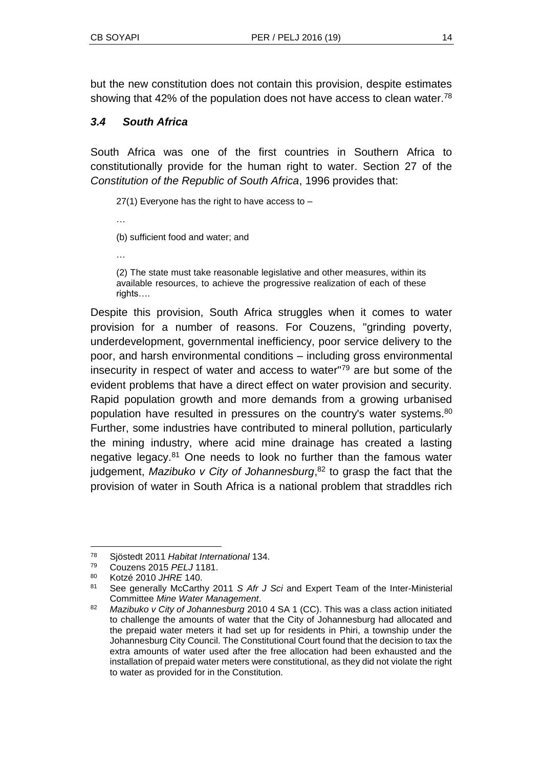but the new constitution does not contain this provision, despite estimates showing that 42% of the population does not have access to clean water.[78]

### *3.4 South Africa*

South Africa was one of the first countries in Southern Africa to constitutionally provide for the human right to water. Section 27 of the *Constitution of the Republic of South Africa*, 1996 provides that:

> 27(1) Everyone has the right to have access to –
>
> …
>
> (b) sufficient food and water; and
>
> …
>
> (2) The state must take reasonable legislative and other measures, within its available resources, to achieve the progressive realization of each of these rights….

Despite this provision, South Africa struggles when it comes to water provision for a number of reasons. For Couzens, "grinding poverty, underdevelopment, governmental inefficiency, poor service delivery to the poor, and harsh environmental conditions – including gross environmental insecurity in respect of water and access to water"[79] are but some of the evident problems that have a direct effect on water provision and security. Rapid population growth and more demands from a growing urbanised population have resulted in pressures on the country's water systems.[80] Further, some industries have contributed to mineral pollution, particularly the mining industry, where acid mine drainage has created a lasting negative legacy.[81] One needs to look no further than the famous water judgement, *Mazibuko v City of Johannesburg*,[82] to grasp the fact that the provision of water in South Africa is a national problem that straddles rich

---

[78] Sjöstedt 2011 *Habitat International* 134.

[79] Couzens 2015 *PELJ* 1181.

[80] Kotzé 2010 *JHRE* 140.

[81] See generally McCarthy 2011 *S Afr J Sci* and Expert Team of the Inter-Ministerial Committee *Mine Water Management*.

[82] *Mazibuko v City of Johannesburg* 2010 4 SA 1 (CC). This was a class action initiated to challenge the amounts of water that the City of Johannesburg had allocated and the prepaid water meters it had set up for residents in Phiri, a township under the Johannesburg City Council. The Constitutional Court found that the decision to tax the extra amounts of water used after the free allocation had been exhausted and the installation of prepaid water meters were constitutional, as they did not violate the right to water as provided for in the Constitution.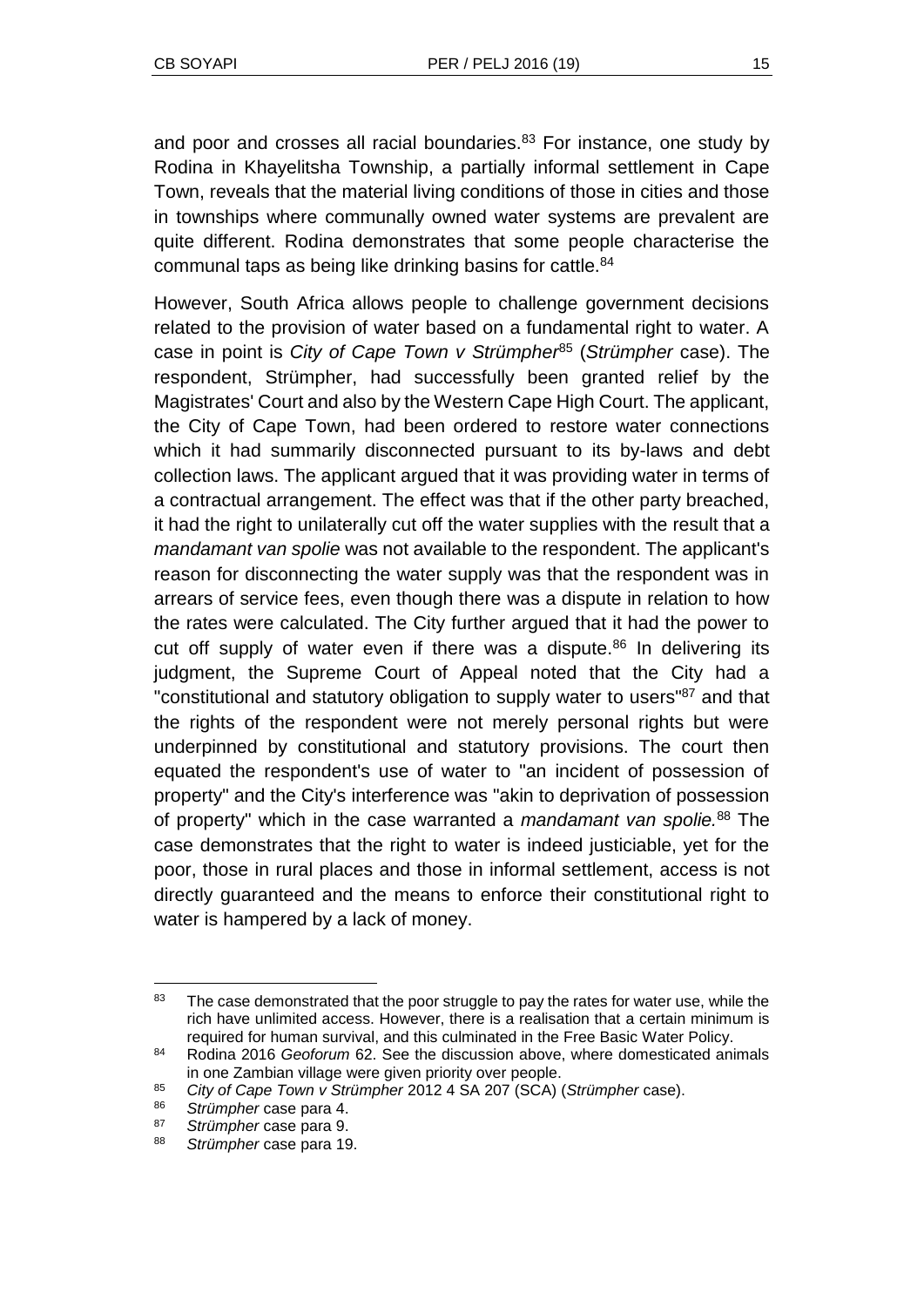and poor and crosses all racial boundaries.[83] For instance, one study by Rodina in Khayelitsha Township, a partially informal settlement in Cape Town, reveals that the material living conditions of those in cities and those in townships where communally owned water systems are prevalent are quite different. Rodina demonstrates that some people characterise the communal taps as being like drinking basins for cattle.[84]

However, South Africa allows people to challenge government decisions related to the provision of water based on a fundamental right to water. A case in point is *City of Cape Town v Strümpher*[85] (*Strümpher* case). The respondent, Strümpher, had successfully been granted relief by the Magistrates' Court and also by the Western Cape High Court. The applicant, the City of Cape Town, had been ordered to restore water connections which it had summarily disconnected pursuant to its by-laws and debt collection laws. The applicant argued that it was providing water in terms of a contractual arrangement. The effect was that if the other party breached, it had the right to unilaterally cut off the water supplies with the result that a *mandamant van spolie* was not available to the respondent. The applicant's reason for disconnecting the water supply was that the respondent was in arrears of service fees, even though there was a dispute in relation to how the rates were calculated. The City further argued that it had the power to cut off supply of water even if there was a dispute.[86] In delivering its judgment, the Supreme Court of Appeal noted that the City had a "constitutional and statutory obligation to supply water to users"[87] and that the rights of the respondent were not merely personal rights but were underpinned by constitutional and statutory provisions. The court then equated the respondent's use of water to "an incident of possession of property" and the City's interference was "akin to deprivation of possession of property" which in the case warranted a *mandamant van spolie.*[88] The case demonstrates that the right to water is indeed justiciable, yet for the poor, those in rural places and those in informal settlement, access is not directly guaranteed and the means to enforce their constitutional right to water is hampered by a lack of money.

---

[83] The case demonstrated that the poor struggle to pay the rates for water use, while the rich have unlimited access. However, there is a realisation that a certain minimum is required for human survival, and this culminated in the Free Basic Water Policy.

[84] Rodina 2016 *Geoforum* 62. See the discussion above, where domesticated animals in one Zambian village were given priority over people.

[85] *City of Cape Town v Strümpher* 2012 4 SA 207 (SCA) (*Strümpher* case).

[86] *Strümpher* case para 4.

[87] *Strümpher* case para 9.

[88] *Strümpher* case para 19.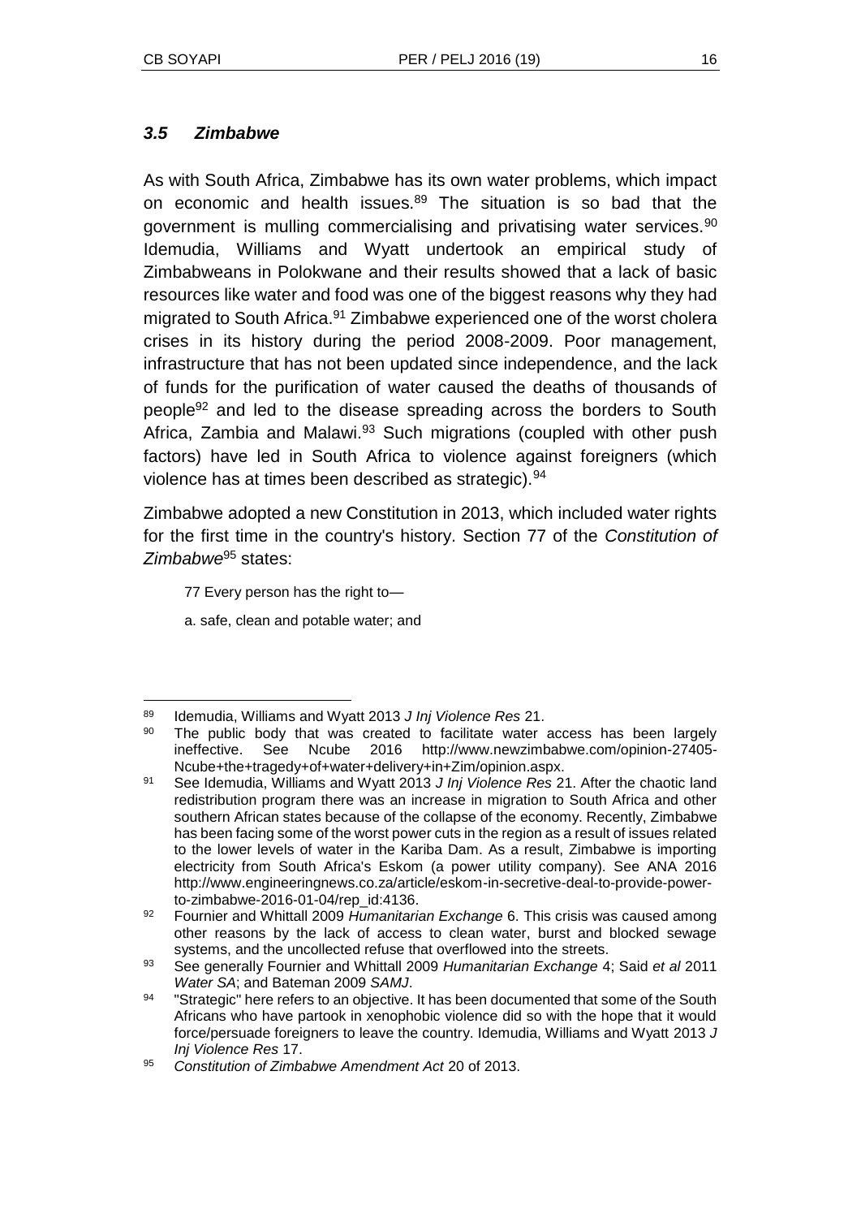### *3.5 Zimbabwe*

As with South Africa, Zimbabwe has its own water problems, which impact on economic and health issues.[89] The situation is so bad that the government is mulling commercialising and privatising water services.[90] Idemudia, Williams and Wyatt undertook an empirical study of Zimbabweans in Polokwane and their results showed that a lack of basic resources like water and food was one of the biggest reasons why they had migrated to South Africa.[91] Zimbabwe experienced one of the worst cholera crises in its history during the period 2008-2009. Poor management, infrastructure that has not been updated since independence, and the lack of funds for the purification of water caused the deaths of thousands of people[92] and led to the disease spreading across the borders to South Africa, Zambia and Malawi.[93] Such migrations (coupled with other push factors) have led in South Africa to violence against foreigners (which violence has at times been described as strategic).[94]

Zimbabwe adopted a new Constitution in 2013, which included water rights for the first time in the country's history. Section 77 of the *Constitution of Zimbabwe*[95] states:

> 77 Every person has the right to—
>
> a. safe, clean and potable water; and

---

[89] Idemudia, Williams and Wyatt 2013 *J Inj Violence Res* 21.

[90] The public body that was created to facilitate water access has been largely ineffective. See Ncube 2016 http://www.newzimbabwe.com/opinion-27405-Ncube+the+tragedy+of+water+delivery+in+Zim/opinion.aspx.

[91] See Idemudia, Williams and Wyatt 2013 *J Inj Violence Res* 21. After the chaotic land redistribution program there was an increase in migration to South Africa and other southern African states because of the collapse of the economy. Recently, Zimbabwe has been facing some of the worst power cuts in the region as a result of issues related to the lower levels of water in the Kariba Dam. As a result, Zimbabwe is importing electricity from South Africa's Eskom (a power utility company). See ANA 2016 http://www.engineeringnews.co.za/article/eskom-in-secretive-deal-to-provide-power-to-zimbabwe-2016-01-04/rep_id:4136.

[92] Fournier and Whittall 2009 *Humanitarian Exchange* 6. This crisis was caused among other reasons by the lack of access to clean water, burst and blocked sewage systems, and the uncollected refuse that overflowed into the streets.

[93] See generally Fournier and Whittall 2009 *Humanitarian Exchange* 4; Said *et al* 2011 *Water SA*; and Bateman 2009 *SAMJ*.

[94] "Strategic" here refers to an objective. It has been documented that some of the South Africans who have partook in xenophobic violence did so with the hope that it would force/persuade foreigners to leave the country. Idemudia, Williams and Wyatt 2013 *J Inj Violence Res* 17.

[95] *Constitution of Zimbabwe Amendment Act* 20 of 2013.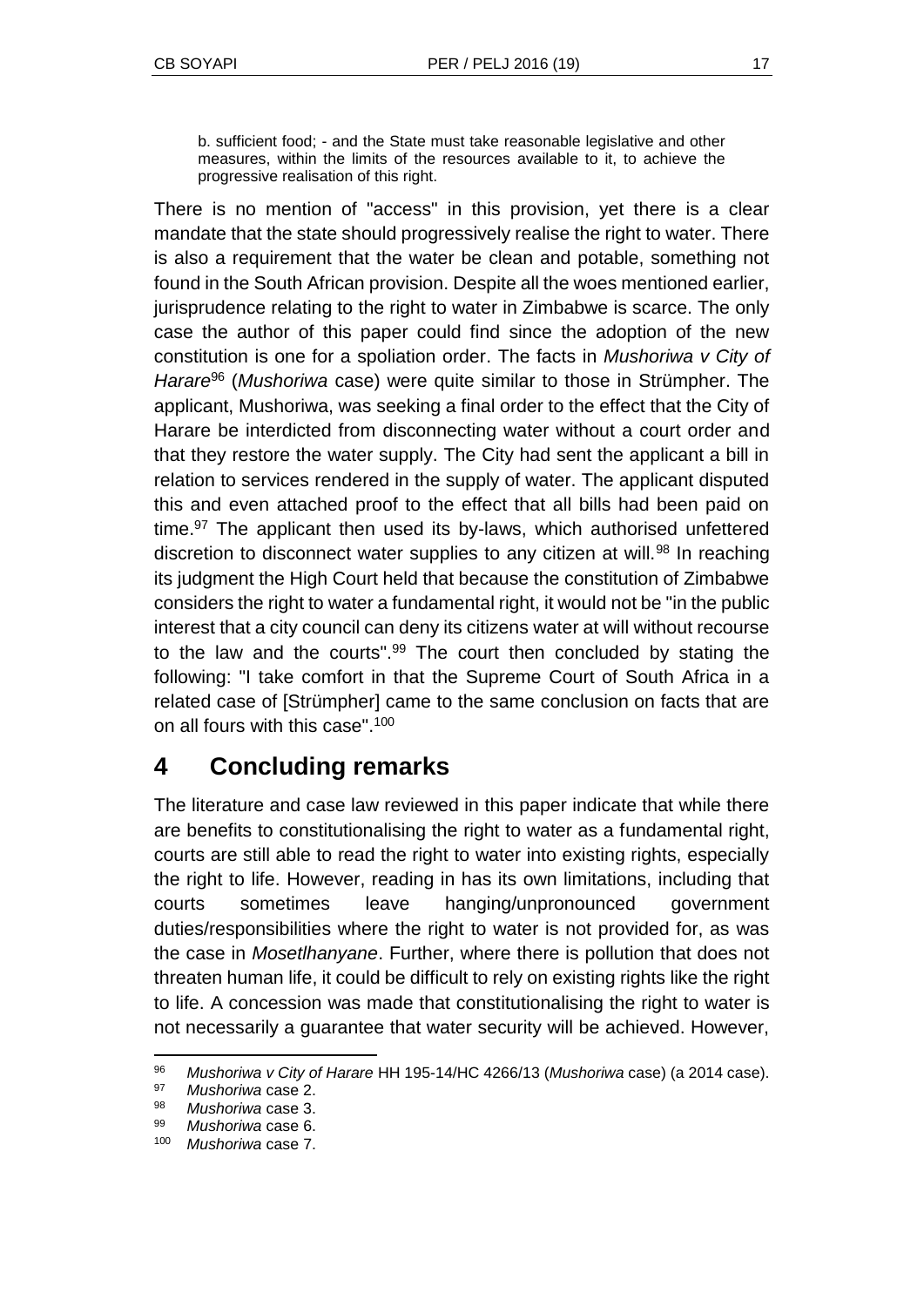> b. sufficient food; - and the State must take reasonable legislative and other measures, within the limits of the resources available to it, to achieve the progressive realisation of this right.

There is no mention of "access" in this provision, yet there is a clear mandate that the state should progressively realise the right to water. There is also a requirement that the water be clean and potable, something not found in the South African provision. Despite all the woes mentioned earlier, jurisprudence relating to the right to water in Zimbabwe is scarce. The only case the author of this paper could find since the adoption of the new constitution is one for a spoliation order. The facts in *Mushoriwa v City of Harare*[96] (*Mushoriwa* case) were quite similar to those in Strümpher. The applicant, Mushoriwa, was seeking a final order to the effect that the City of Harare be interdicted from disconnecting water without a court order and that they restore the water supply. The City had sent the applicant a bill in relation to services rendered in the supply of water. The applicant disputed this and even attached proof to the effect that all bills had been paid on time.[97] The applicant then used its by-laws, which authorised unfettered discretion to disconnect water supplies to any citizen at will.[98] In reaching its judgment the High Court held that because the constitution of Zimbabwe considers the right to water a fundamental right, it would not be "in the public interest that a city council can deny its citizens water at will without recourse to the law and the courts".[99] The court then concluded by stating the following: "I take comfort in that the Supreme Court of South Africa in a related case of [Strümpher] came to the same conclusion on facts that are on all fours with this case".[100]

## 4 Concluding remarks

The literature and case law reviewed in this paper indicate that while there are benefits to constitutionalising the right to water as a fundamental right, courts are still able to read the right to water into existing rights, especially the right to life. However, reading in has its own limitations, including that courts sometimes leave hanging/unpronounced government duties/responsibilities where the right to water is not provided for, as was the case in *Mosetlhanyane*. Further, where there is pollution that does not threaten human life, it could be difficult to rely on existing rights like the right to life. A concession was made that constitutionalising the right to water is not necessarily a guarantee that water security will be achieved. However,

---

[96] *Mushoriwa v City of Harare* HH 195-14/HC 4266/13 (*Mushoriwa* case) (a 2014 case).

[97] *Mushoriwa* case 2.

[98] *Mushoriwa* case 3.

[99] *Mushoriwa* case 6.

[100] *Mushoriwa* case 7.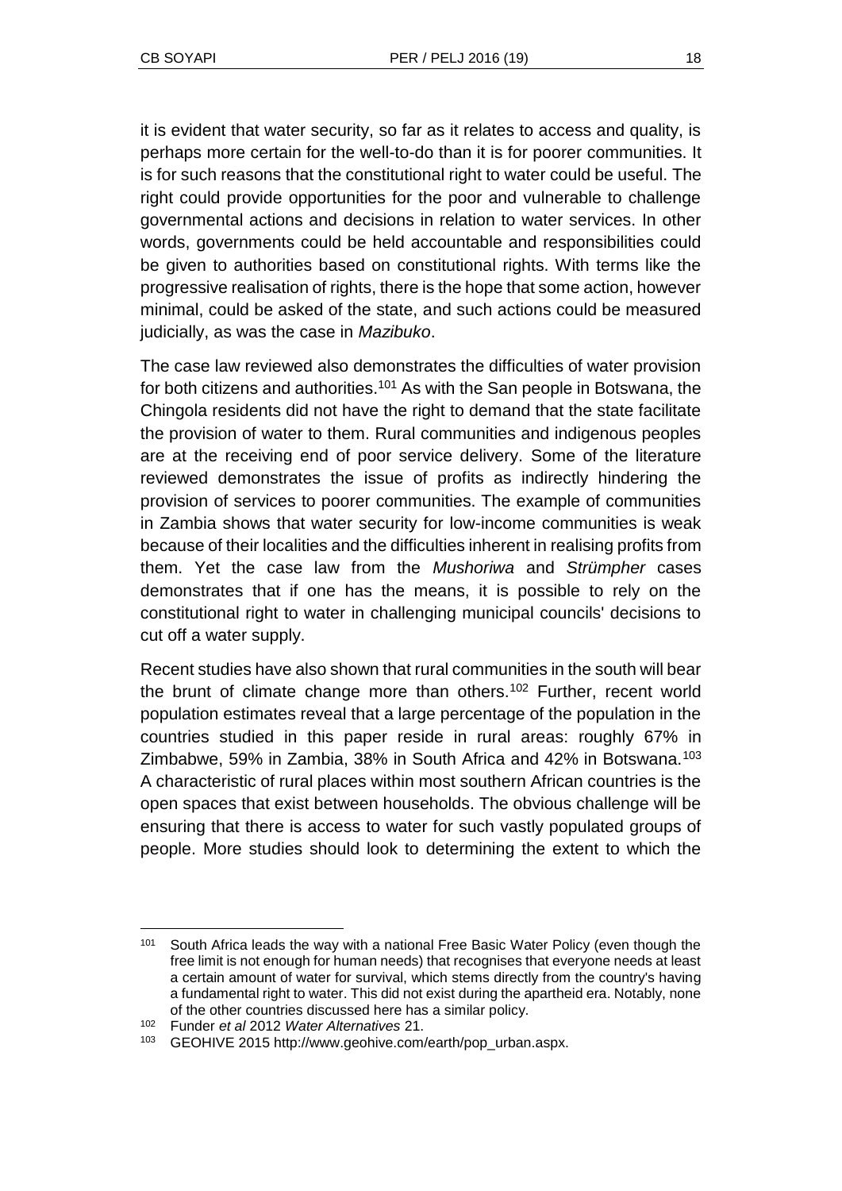it is evident that water security, so far as it relates to access and quality, is perhaps more certain for the well-to-do than it is for poorer communities. It is for such reasons that the constitutional right to water could be useful. The right could provide opportunities for the poor and vulnerable to challenge governmental actions and decisions in relation to water services. In other words, governments could be held accountable and responsibilities could be given to authorities based on constitutional rights. With terms like the progressive realisation of rights, there is the hope that some action, however minimal, could be asked of the state, and such actions could be measured judicially, as was the case in *Mazibuko*.

The case law reviewed also demonstrates the difficulties of water provision for both citizens and authorities.[101] As with the San people in Botswana, the Chingola residents did not have the right to demand that the state facilitate the provision of water to them. Rural communities and indigenous peoples are at the receiving end of poor service delivery. Some of the literature reviewed demonstrates the issue of profits as indirectly hindering the provision of services to poorer communities. The example of communities in Zambia shows that water security for low-income communities is weak because of their localities and the difficulties inherent in realising profits from them. Yet the case law from the *Mushoriwa* and *Strümpher* cases demonstrates that if one has the means, it is possible to rely on the constitutional right to water in challenging municipal councils' decisions to cut off a water supply.

Recent studies have also shown that rural communities in the south will bear the brunt of climate change more than others.[102] Further, recent world population estimates reveal that a large percentage of the population in the countries studied in this paper reside in rural areas: roughly 67% in Zimbabwe, 59% in Zambia, 38% in South Africa and 42% in Botswana.[103] A characteristic of rural places within most southern African countries is the open spaces that exist between households. The obvious challenge will be ensuring that there is access to water for such vastly populated groups of people. More studies should look to determining the extent to which the

---

[101] South Africa leads the way with a national Free Basic Water Policy (even though the free limit is not enough for human needs) that recognises that everyone needs at least a certain amount of water for survival, which stems directly from the country's having a fundamental right to water. This did not exist during the apartheid era. Notably, none of the other countries discussed here has a similar policy.

[102] Funder *et al* 2012 *Water Alternatives* 21.

[103] GEOHIVE 2015 http://www.geohive.com/earth/pop_urban.aspx.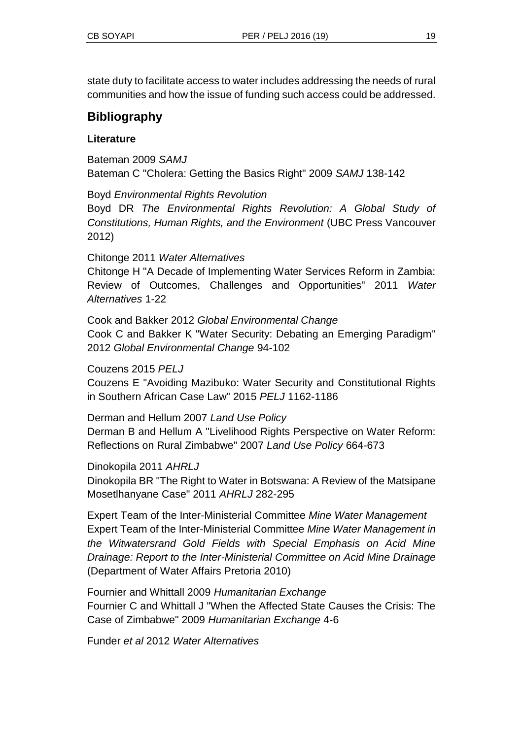state duty to facilitate access to water includes addressing the needs of rural communities and how the issue of funding such access could be addressed.

## Bibliography

### Literature

Bateman 2009 *SAMJ*
Bateman C "Cholera: Getting the Basics Right" 2009 *SAMJ* 138-142

Boyd *Environmental Rights Revolution*
Boyd DR *The Environmental Rights Revolution: A Global Study of Constitutions, Human Rights, and the Environment* (UBC Press Vancouver 2012)

Chitonge 2011 *Water Alternatives*
Chitonge H "A Decade of Implementing Water Services Reform in Zambia: Review of Outcomes, Challenges and Opportunities" 2011 *Water Alternatives* 1-22

Cook and Bakker 2012 *Global Environmental Change*
Cook C and Bakker K "Water Security: Debating an Emerging Paradigm" 2012 *Global Environmental Change* 94-102

Couzens 2015 *PELJ*
Couzens E "Avoiding Mazibuko: Water Security and Constitutional Rights in Southern African Case Law" 2015 *PELJ* 1162-1186

Derman and Hellum 2007 *Land Use Policy*
Derman B and Hellum A "Livelihood Rights Perspective on Water Reform: Reflections on Rural Zimbabwe" 2007 *Land Use Policy* 664-673

Dinokopila 2011 *AHRLJ*
Dinokopila BR "The Right to Water in Botswana: A Review of the Matsipane Mosetlhanyane Case" 2011 *AHRLJ* 282-295

Expert Team of the Inter-Ministerial Committee *Mine Water Management*
Expert Team of the Inter-Ministerial Committee *Mine Water Management in the Witwatersrand Gold Fields with Special Emphasis on Acid Mine Drainage: Report to the Inter-Ministerial Committee on Acid Mine Drainage* (Department of Water Affairs Pretoria 2010)

Fournier and Whittall 2009 *Humanitarian Exchange*
Fournier C and Whittall J "When the Affected State Causes the Crisis: The Case of Zimbabwe" 2009 *Humanitarian Exchange* 4-6

Funder *et al* 2012 *Water Alternatives*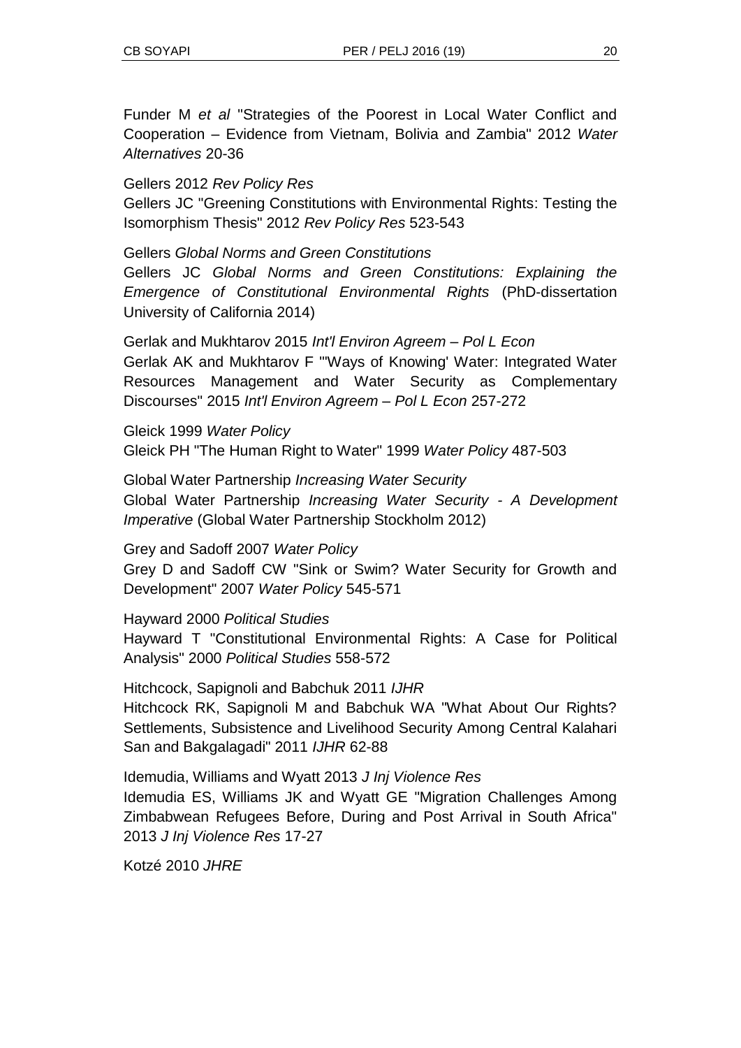Funder M *et al* "Strategies of the Poorest in Local Water Conflict and Cooperation – Evidence from Vietnam, Bolivia and Zambia" 2012 *Water Alternatives* 20-36

Gellers 2012 *Rev Policy Res*

Gellers JC "Greening Constitutions with Environmental Rights: Testing the Isomorphism Thesis" 2012 *Rev Policy Res* 523-543

Gellers *Global Norms and Green Constitutions*

Gellers JC *Global Norms and Green Constitutions: Explaining the Emergence of Constitutional Environmental Rights* (PhD-dissertation University of California 2014)

Gerlak and Mukhtarov 2015 *Int'l Environ Agreem – Pol L Econ*

Gerlak AK and Mukhtarov F "'Ways of Knowing' Water: Integrated Water Resources Management and Water Security as Complementary Discourses" 2015 *Int'l Environ Agreem – Pol L Econ* 257-272

Gleick 1999 *Water Policy*

Gleick PH "The Human Right to Water" 1999 *Water Policy* 487-503

Global Water Partnership *Increasing Water Security*

Global Water Partnership *Increasing Water Security - A Development Imperative* (Global Water Partnership Stockholm 2012)

Grey and Sadoff 2007 *Water Policy*

Grey D and Sadoff CW "Sink or Swim? Water Security for Growth and Development" 2007 *Water Policy* 545-571

Hayward 2000 *Political Studies*

Hayward T "Constitutional Environmental Rights: A Case for Political Analysis" 2000 *Political Studies* 558-572

Hitchcock, Sapignoli and Babchuk 2011 *IJHR*

Hitchcock RK, Sapignoli M and Babchuk WA "What About Our Rights? Settlements, Subsistence and Livelihood Security Among Central Kalahari San and Bakgalagadi" 2011 *IJHR* 62-88

Idemudia, Williams and Wyatt 2013 *J Inj Violence Res*

Idemudia ES, Williams JK and Wyatt GE "Migration Challenges Among Zimbabwean Refugees Before, During and Post Arrival in South Africa" 2013 *J Inj Violence Res* 17-27

Kotzé 2010 *JHRE*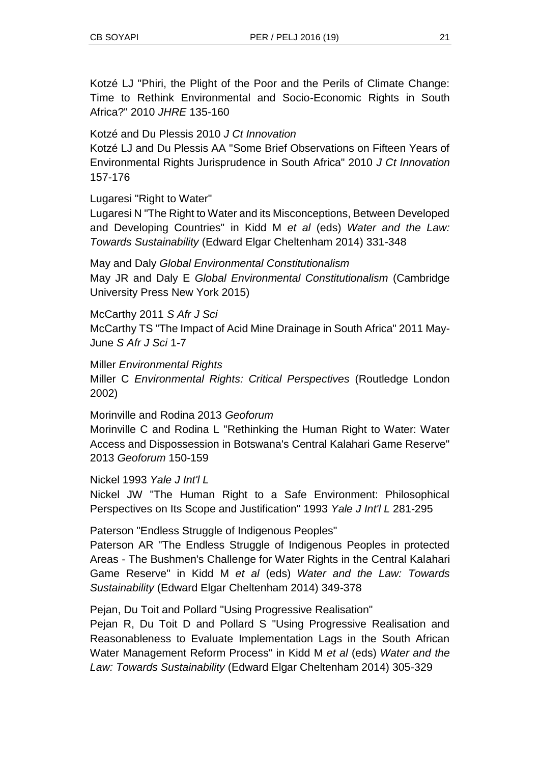Kotzé LJ "Phiri, the Plight of the Poor and the Perils of Climate Change: Time to Rethink Environmental and Socio-Economic Rights in South Africa?" 2010 *JHRE* 135-160

Kotzé and Du Plessis 2010 *J Ct Innovation*

Kotzé LJ and Du Plessis AA "Some Brief Observations on Fifteen Years of Environmental Rights Jurisprudence in South Africa" 2010 *J Ct Innovation* 157-176

Lugaresi "Right to Water"

Lugaresi N "The Right to Water and its Misconceptions, Between Developed and Developing Countries" in Kidd M *et al* (eds) *Water and the Law: Towards Sustainability* (Edward Elgar Cheltenham 2014) 331-348

May and Daly *Global Environmental Constitutionalism*

May JR and Daly E *Global Environmental Constitutionalism* (Cambridge University Press New York 2015)

McCarthy 2011 *S Afr J Sci*

McCarthy TS "The Impact of Acid Mine Drainage in South Africa" 2011 May-June *S Afr J Sci* 1-7

Miller *Environmental Rights*

Miller C *Environmental Rights: Critical Perspectives* (Routledge London 2002)

Morinville and Rodina 2013 *Geoforum*

Morinville C and Rodina L "Rethinking the Human Right to Water: Water Access and Dispossession in Botswana's Central Kalahari Game Reserve" 2013 *Geoforum* 150-159

Nickel 1993 *Yale J Int'l L*

Nickel JW "The Human Right to a Safe Environment: Philosophical Perspectives on Its Scope and Justification" 1993 *Yale J Int'l L* 281-295

Paterson "Endless Struggle of Indigenous Peoples"

Paterson AR "The Endless Struggle of Indigenous Peoples in protected Areas - The Bushmen's Challenge for Water Rights in the Central Kalahari Game Reserve" in Kidd M *et al* (eds) *Water and the Law: Towards Sustainability* (Edward Elgar Cheltenham 2014) 349-378

Pejan, Du Toit and Pollard "Using Progressive Realisation"

Pejan R, Du Toit D and Pollard S "Using Progressive Realisation and Reasonableness to Evaluate Implementation Lags in the South African Water Management Reform Process" in Kidd M *et al* (eds) *Water and the Law: Towards Sustainability* (Edward Elgar Cheltenham 2014) 305-329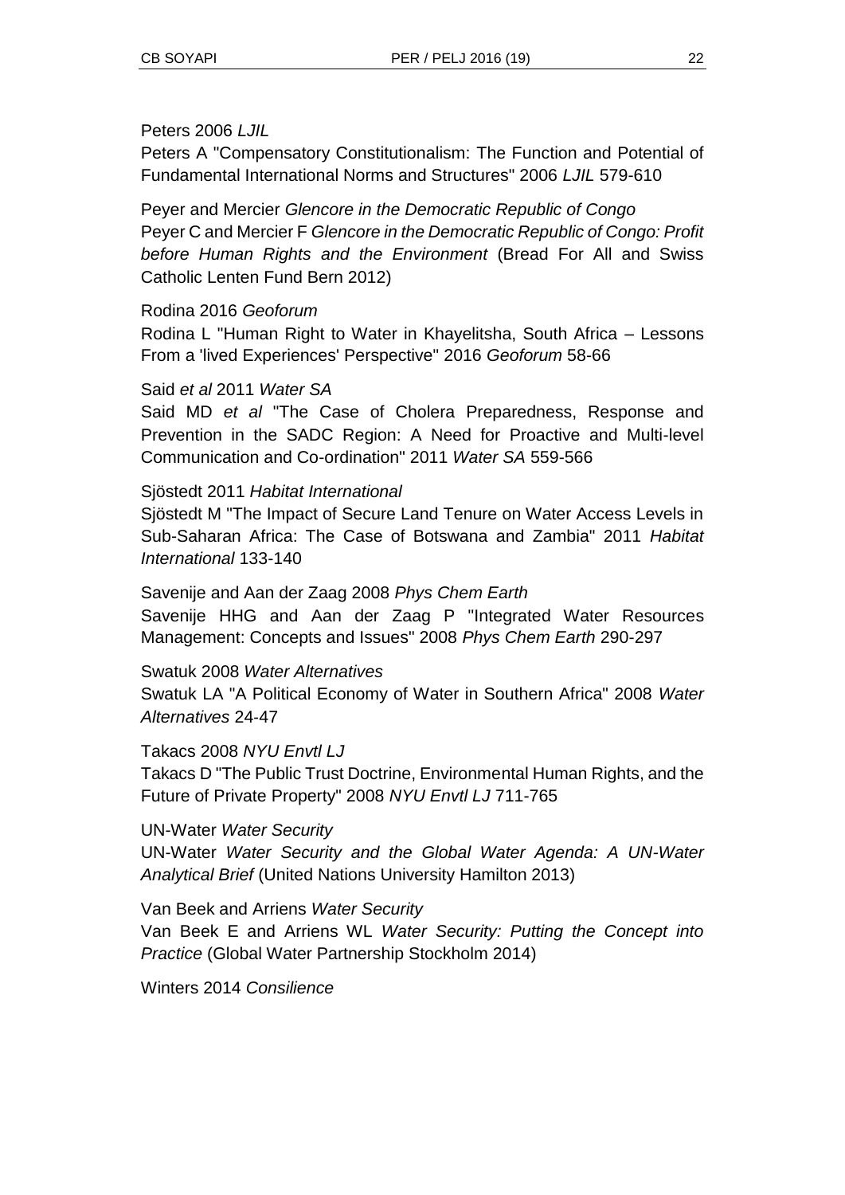Peters 2006 *LJIL*

Peters A "Compensatory Constitutionalism: The Function and Potential of Fundamental International Norms and Structures" 2006 *LJIL* 579-610

Peyer and Mercier *Glencore in the Democratic Republic of Congo*

Peyer C and Mercier F *Glencore in the Democratic Republic of Congo: Profit before Human Rights and the Environment* (Bread For All and Swiss Catholic Lenten Fund Bern 2012)

Rodina 2016 *Geoforum*

Rodina L "Human Right to Water in Khayelitsha, South Africa – Lessons From a 'lived Experiences' Perspective" 2016 *Geoforum* 58-66

Said *et al* 2011 *Water SA*

Said MD *et al* "The Case of Cholera Preparedness, Response and Prevention in the SADC Region: A Need for Proactive and Multi-level Communication and Co-ordination" 2011 *Water SA* 559-566

Sjöstedt 2011 *Habitat International*

Sjöstedt M "The Impact of Secure Land Tenure on Water Access Levels in Sub-Saharan Africa: The Case of Botswana and Zambia" 2011 *Habitat International* 133-140

Savenije and Aan der Zaag 2008 *Phys Chem Earth*

Savenije HHG and Aan der Zaag P "Integrated Water Resources Management: Concepts and Issues" 2008 *Phys Chem Earth* 290-297

Swatuk 2008 *Water Alternatives*

Swatuk LA "A Political Economy of Water in Southern Africa" 2008 *Water Alternatives* 24-47

Takacs 2008 *NYU Envtl LJ*

Takacs D "The Public Trust Doctrine, Environmental Human Rights, and the Future of Private Property" 2008 *NYU Envtl LJ* 711-765

UN-Water *Water Security*

UN-Water *Water Security and the Global Water Agenda: A UN-Water Analytical Brief* (United Nations University Hamilton 2013)

Van Beek and Arriens *Water Security*

Van Beek E and Arriens WL *Water Security: Putting the Concept into Practice* (Global Water Partnership Stockholm 2014)

Winters 2014 *Consilience*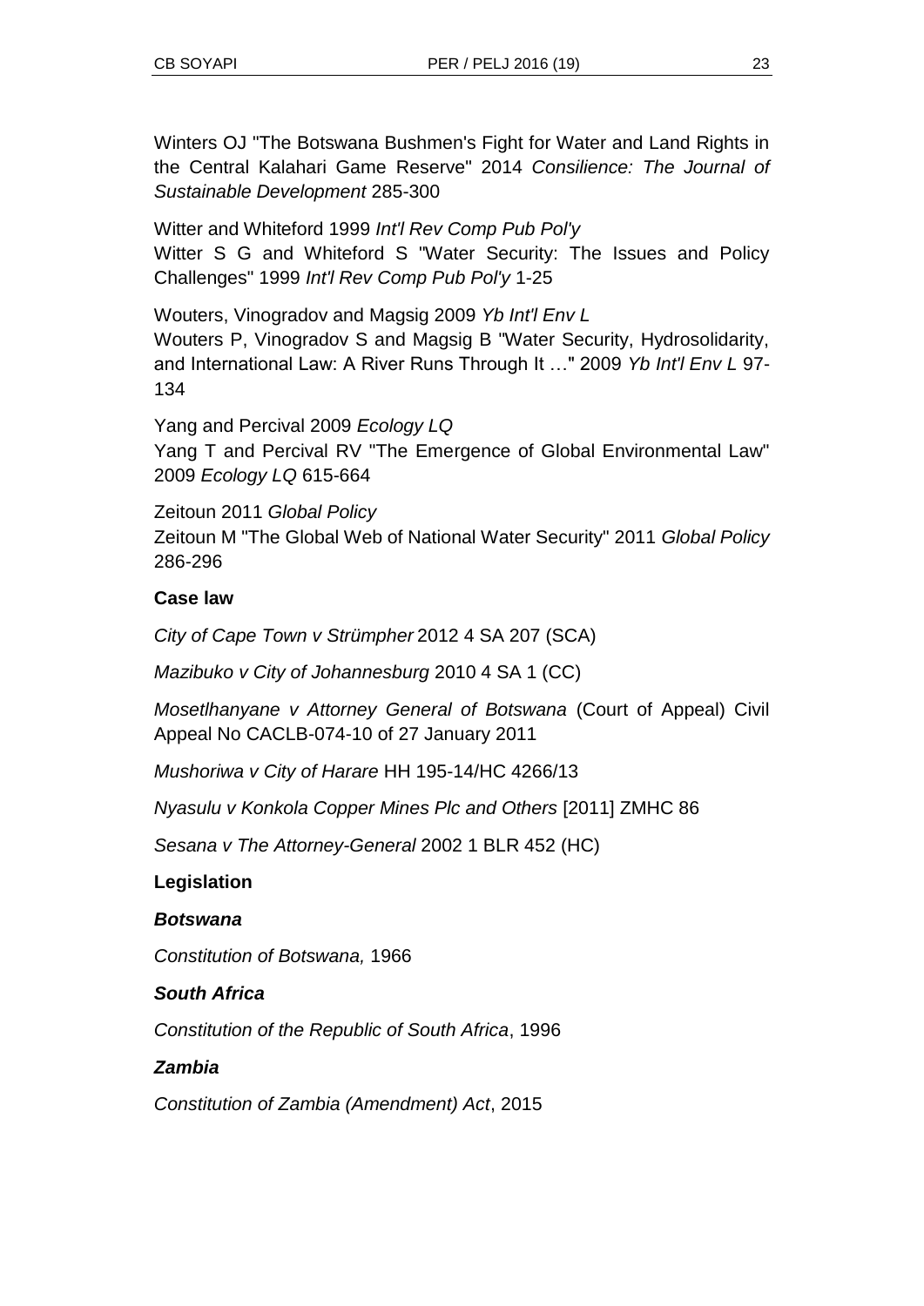Winters OJ "The Botswana Bushmen's Fight for Water and Land Rights in the Central Kalahari Game Reserve" 2014 *Consilience: The Journal of Sustainable Development* 285-300

Witter and Whiteford 1999 *Int'l Rev Comp Pub Pol'y*
Witter S G and Whiteford S "Water Security: The Issues and Policy Challenges" 1999 *Int'l Rev Comp Pub Pol'y* 1-25

Wouters, Vinogradov and Magsig 2009 *Yb Int'l Env L*
Wouters P, Vinogradov S and Magsig B "Water Security, Hydrosolidarity, and International Law: A River Runs Through It …" 2009 *Yb Int'l Env L* 97-134

Yang and Percival 2009 *Ecology LQ*
Yang T and Percival RV "The Emergence of Global Environmental Law" 2009 *Ecology LQ* 615-664

Zeitoun 2011 *Global Policy*
Zeitoun M "The Global Web of National Water Security" 2011 *Global Policy* 286-296

**Case law**

*City of Cape Town v Strümpher* 2012 4 SA 207 (SCA)

*Mazibuko v City of Johannesburg* 2010 4 SA 1 (CC)

*Mosetlhanyane v Attorney General of Botswana* (Court of Appeal) Civil Appeal No CACLB-074-10 of 27 January 2011

*Mushoriwa v City of Harare* HH 195-14/HC 4266/13

*Nyasulu v Konkola Copper Mines Plc and Others* [2011] ZMHC 86

*Sesana v The Attorney-General* 2002 1 BLR 452 (HC)

**Legislation**

***Botswana***

*Constitution of Botswana,* 1966

***South Africa***

*Constitution of the Republic of South Africa*, 1996

***Zambia***

*Constitution of Zambia (Amendment) Act*, 2015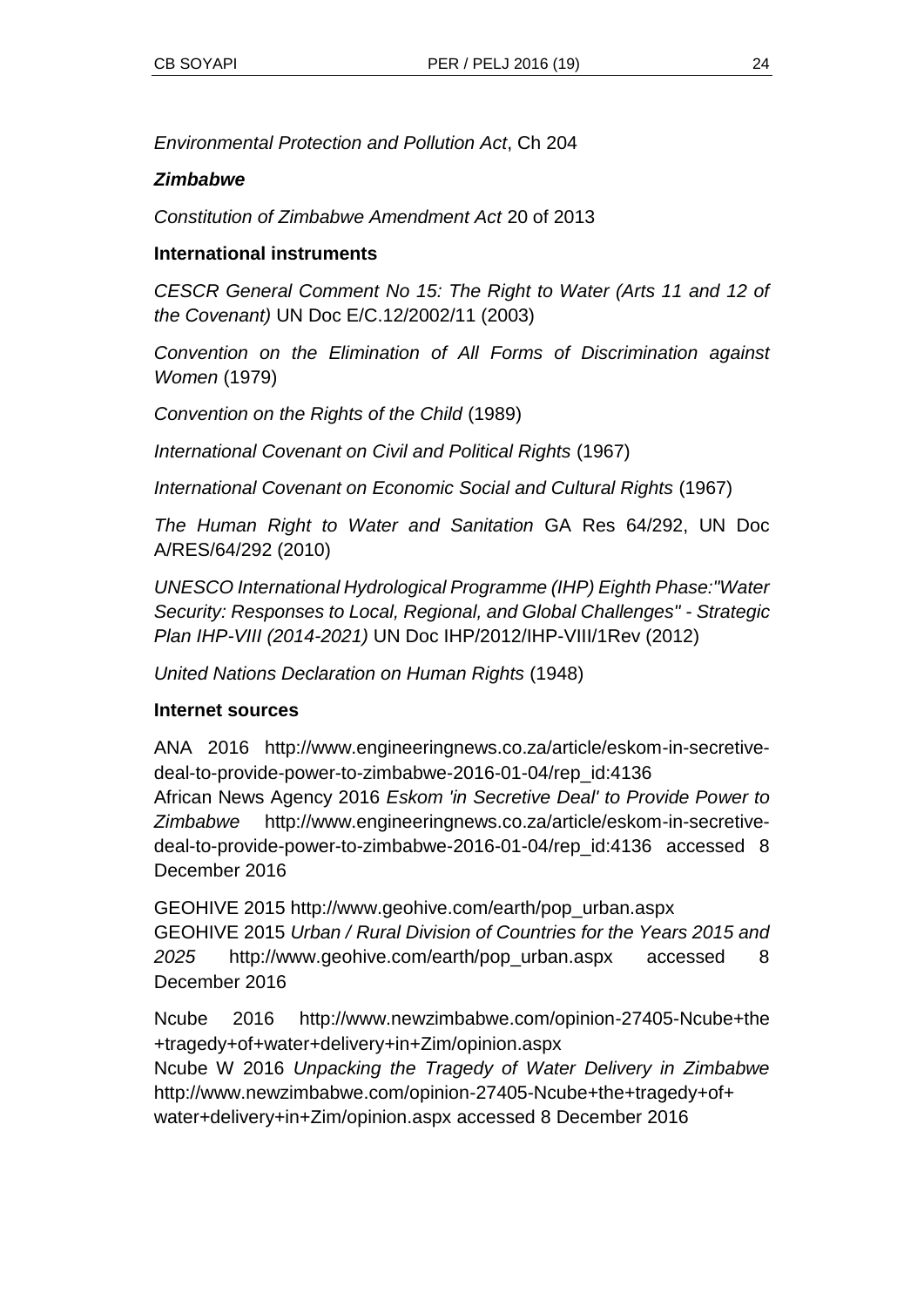*Environmental Protection and Pollution Act*, Ch 204

***Zimbabwe***

*Constitution of Zimbabwe Amendment Act* 20 of 2013

**International instruments**

*CESCR General Comment No 15: The Right to Water (Arts 11 and 12 of the Covenant)* UN Doc E/C.12/2002/11 (2003)

*Convention on the Elimination of All Forms of Discrimination against Women* (1979)

*Convention on the Rights of the Child* (1989)

*International Covenant on Civil and Political Rights* (1967)

*International Covenant on Economic Social and Cultural Rights* (1967)

*The Human Right to Water and Sanitation* GA Res 64/292, UN Doc A/RES/64/292 (2010)

*UNESCO International Hydrological Programme (IHP) Eighth Phase:"Water Security: Responses to Local, Regional, and Global Challenges" - Strategic Plan IHP-VIII (2014-2021)* UN Doc IHP/2012/IHP-VIII/1Rev (2012)

*United Nations Declaration on Human Rights* (1948)

**Internet sources**

ANA 2016 http://www.engineeringnews.co.za/article/eskom-in-secretive-deal-to-provide-power-to-zimbabwe-2016-01-04/rep_id:4136
African News Agency 2016 *Eskom 'in Secretive Deal' to Provide Power to Zimbabwe* http://www.engineeringnews.co.za/article/eskom-in-secretive-deal-to-provide-power-to-zimbabwe-2016-01-04/rep_id:4136 accessed 8 December 2016

GEOHIVE 2015 http://www.geohive.com/earth/pop_urban.aspx
GEOHIVE 2015 *Urban / Rural Division of Countries for the Years 2015 and 2025* http://www.geohive.com/earth/pop_urban.aspx accessed 8 December 2016

Ncube 2016 http://www.newzimbabwe.com/opinion-27405-Ncube+the+tragedy+of+water+delivery+in+Zim/opinion.aspx
Ncube W 2016 *Unpacking the Tragedy of Water Delivery in Zimbabwe* http://www.newzimbabwe.com/opinion-27405-Ncube+the+tragedy+of+water+delivery+in+Zim/opinion.aspx accessed 8 December 2016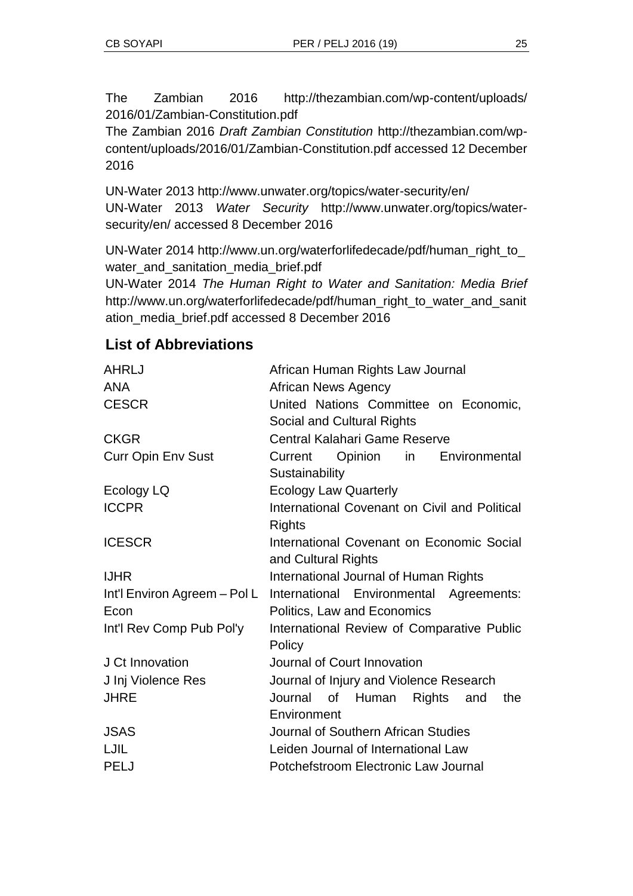The Zambian 2016 http://thezambian.com/wp-content/uploads/2016/01/Zambian-Constitution.pdf

The Zambian 2016 *Draft Zambian Constitution* http://thezambian.com/wp-content/uploads/2016/01/Zambian-Constitution.pdf accessed 12 December 2016

UN-Water 2013 http://www.unwater.org/topics/water-security/en/

UN-Water 2013 *Water Security* http://www.unwater.org/topics/water-security/en/ accessed 8 December 2016

UN-Water 2014 http://www.un.org/waterforlifedecade/pdf/human_right_to_water_and_sanitation_media_brief.pdf

UN-Water 2014 *The Human Right to Water and Sanitation: Media Brief* http://www.un.org/waterforlifedecade/pdf/human_right_to_water_and_sanitation_media_brief.pdf accessed 8 December 2016

## List of Abbreviations

| | |
|---|---|
| AHRLJ | African Human Rights Law Journal |
| ANA | African News Agency |
| CESCR | United Nations Committee on Economic, Social and Cultural Rights |
| CKGR | Central Kalahari Game Reserve |
| Curr Opin Env Sust | Current Opinion in Environmental Sustainability |
| Ecology LQ | Ecology Law Quarterly |
| ICCPR | International Covenant on Civil and Political Rights |
| ICESCR | International Covenant on Economic Social and Cultural Rights |
| IJHR | International Journal of Human Rights |
| Int'l Environ Agreem – Pol L Econ | International Environmental Agreements: Politics, Law and Economics |
| Int'l Rev Comp Pub Pol'y | International Review of Comparative Public Policy |
| J Ct Innovation | Journal of Court Innovation |
| J Inj Violence Res | Journal of Injury and Violence Research |
| JHRE | Journal of Human Rights and the Environment |
| JSAS | Journal of Southern African Studies |
| LJIL | Leiden Journal of International Law |
| PELJ | Potchefstroom Electronic Law Journal |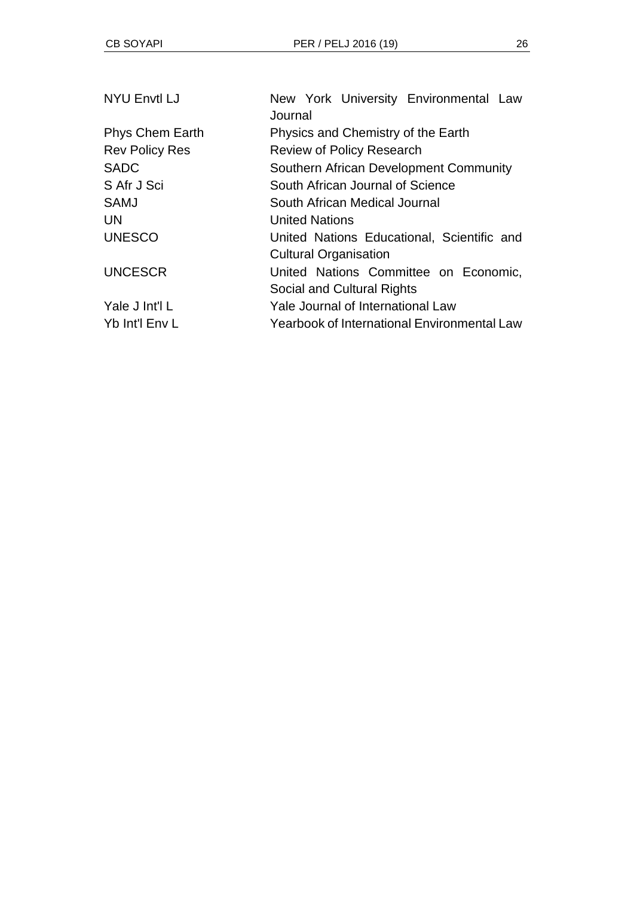| | |
|---|---|
| NYU Envtl LJ | New York University Environmental Law Journal |
| Phys Chem Earth | Physics and Chemistry of the Earth |
| Rev Policy Res | Review of Policy Research |
| SADC | Southern African Development Community |
| S Afr J Sci | South African Journal of Science |
| SAMJ | South African Medical Journal |
| UN | United Nations |
| UNESCO | United Nations Educational, Scientific and Cultural Organisation |
| UNCESCR | United Nations Committee on Economic, Social and Cultural Rights |
| Yale J Int'l L | Yale Journal of International Law |
| Yb Int'l Env L | Yearbook of International Environmental Law |